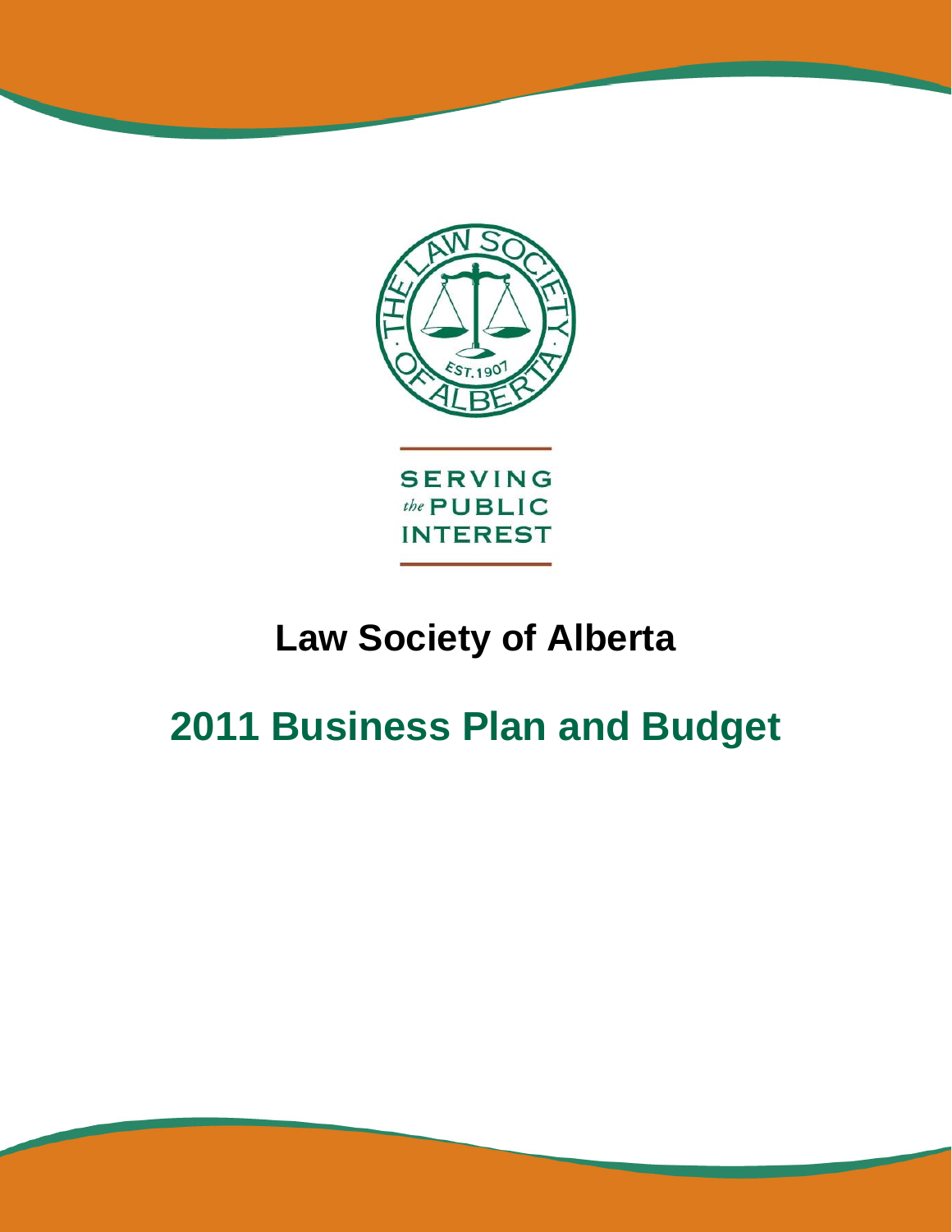SERVING *the* PUBLIC INTEREST

# Law Society of Alberta

# 2011 Business Plan and Budget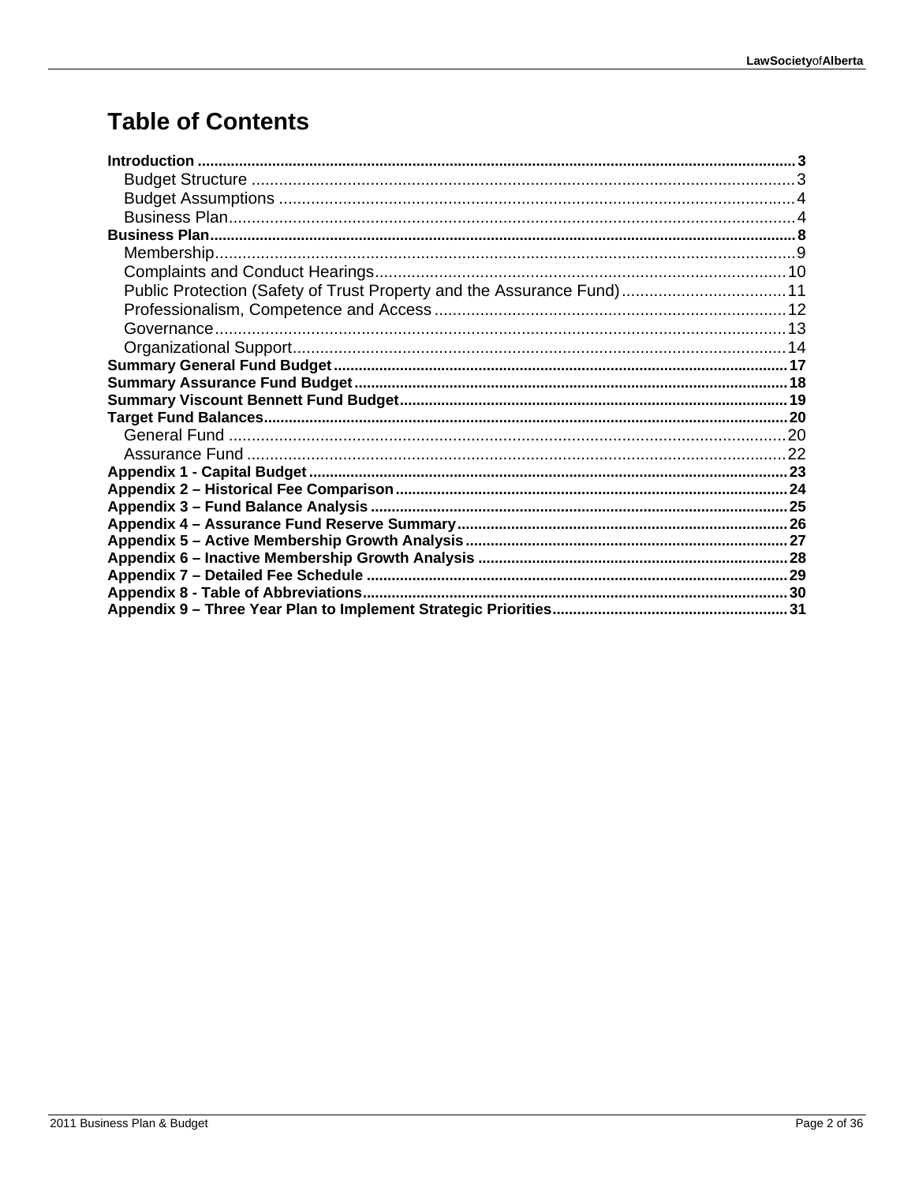# Table of Contents

**Introduction** .......... 3
- Budget Structure .......... 3
- Budget Assumptions .......... 4
- Business Plan .......... 4

**Business Plan** .......... 8
- Membership .......... 9
- Complaints and Conduct Hearings .......... 10
- Public Protection (Safety of Trust Property and the Assurance Fund) .......... 11
- Professionalism, Competence and Access .......... 12
- Governance .......... 13
- Organizational Support .......... 14

**Summary General Fund Budget** .......... 17

**Summary Assurance Fund Budget** .......... 18

**Summary Viscount Bennett Fund Budget** .......... 19

**Target Fund Balances** .......... 20
- General Fund .......... 20
- Assurance Fund .......... 22

**Appendix 1 - Capital Budget** .......... 23

**Appendix 2 – Historical Fee Comparison** .......... 24

**Appendix 3 – Fund Balance Analysis** .......... 25

**Appendix 4 – Assurance Fund Reserve Summary** .......... 26

**Appendix 5 – Active Membership Growth Analysis** .......... 27

**Appendix 6 – Inactive Membership Growth Analysis** .......... 28

**Appendix 7 – Detailed Fee Schedule** .......... 29

**Appendix 8 - Table of Abbreviations** .......... 30

**Appendix 9 – Three Year Plan to Implement Strategic Priorities** .......... 31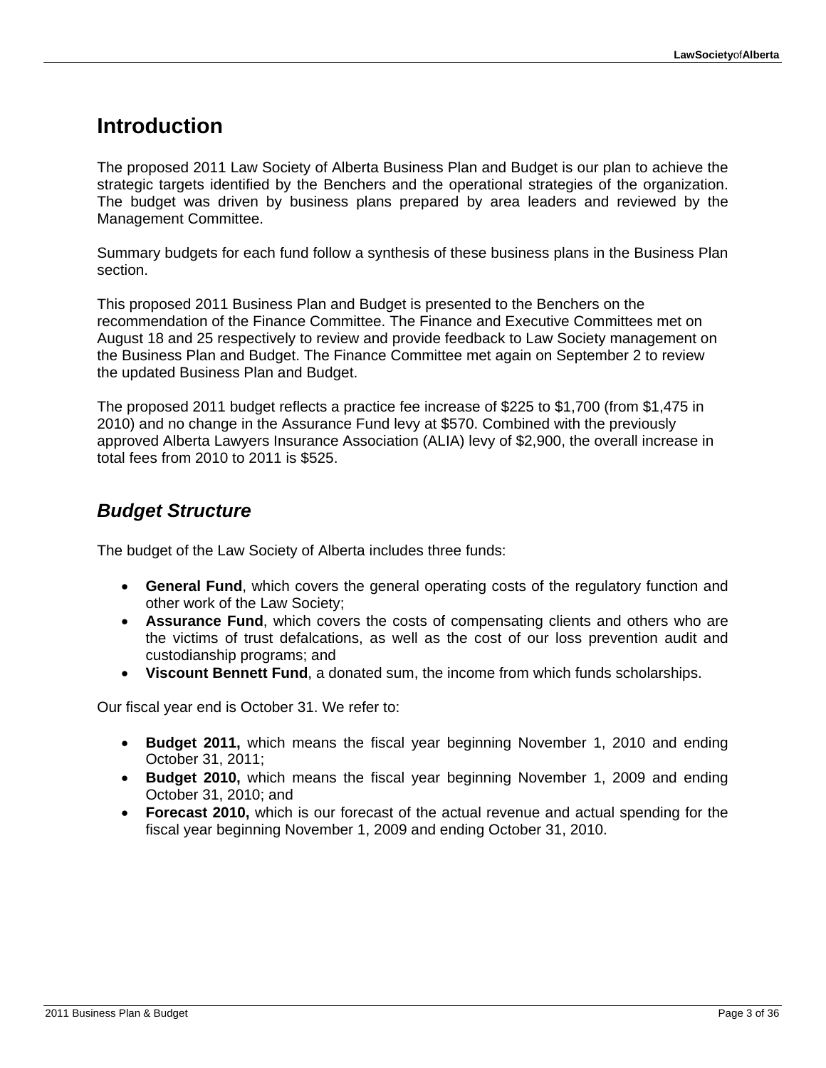# Introduction

The proposed 2011 Law Society of Alberta Business Plan and Budget is our plan to achieve the strategic targets identified by the Benchers and the operational strategies of the organization. The budget was driven by business plans prepared by area leaders and reviewed by the Management Committee.

Summary budgets for each fund follow a synthesis of these business plans in the Business Plan section.

This proposed 2011 Business Plan and Budget is presented to the Benchers on the recommendation of the Finance Committee. The Finance and Executive Committees met on August 18 and 25 respectively to review and provide feedback to Law Society management on the Business Plan and Budget. The Finance Committee met again on September 2 to review the updated Business Plan and Budget.

The proposed 2011 budget reflects a practice fee increase of $225 to $1,700 (from $1,475 in 2010) and no change in the Assurance Fund levy at $570. Combined with the previously approved Alberta Lawyers Insurance Association (ALIA) levy of $2,900, the overall increase in total fees from 2010 to 2011 is $525.

## *Budget Structure*

The budget of the Law Society of Alberta includes three funds:

- **General Fund**, which covers the general operating costs of the regulatory function and other work of the Law Society;
- **Assurance Fund**, which covers the costs of compensating clients and others who are the victims of trust defalcations, as well as the cost of our loss prevention audit and custodianship programs; and
- **Viscount Bennett Fund**, a donated sum, the income from which funds scholarships.

Our fiscal year end is October 31. We refer to:

- **Budget 2011,** which means the fiscal year beginning November 1, 2010 and ending October 31, 2011;
- **Budget 2010,** which means the fiscal year beginning November 1, 2009 and ending October 31, 2010; and
- **Forecast 2010,** which is our forecast of the actual revenue and actual spending for the fiscal year beginning November 1, 2009 and ending October 31, 2010.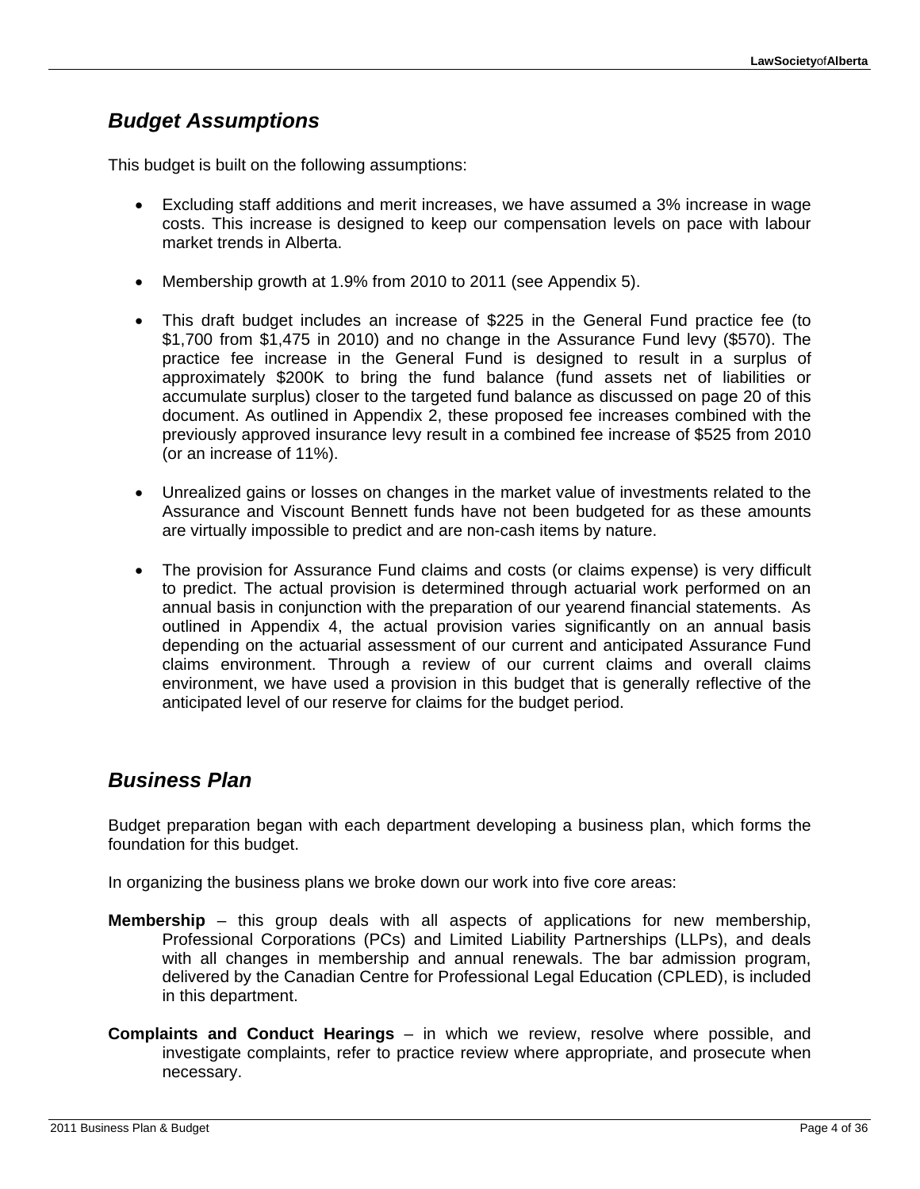## *Budget Assumptions*

This budget is built on the following assumptions:

- Excluding staff additions and merit increases, we have assumed a 3% increase in wage costs. This increase is designed to keep our compensation levels on pace with labour market trends in Alberta.

- Membership growth at 1.9% from 2010 to 2011 (see Appendix 5).

- This draft budget includes an increase of $225 in the General Fund practice fee (to $1,700 from $1,475 in 2010) and no change in the Assurance Fund levy ($570). The practice fee increase in the General Fund is designed to result in a surplus of approximately $200K to bring the fund balance (fund assets net of liabilities or accumulate surplus) closer to the targeted fund balance as discussed on page 20 of this document. As outlined in Appendix 2, these proposed fee increases combined with the previously approved insurance levy result in a combined fee increase of $525 from 2010 (or an increase of 11%).

- Unrealized gains or losses on changes in the market value of investments related to the Assurance and Viscount Bennett funds have not been budgeted for as these amounts are virtually impossible to predict and are non-cash items by nature.

- The provision for Assurance Fund claims and costs (or claims expense) is very difficult to predict. The actual provision is determined through actuarial work performed on an annual basis in conjunction with the preparation of our yearend financial statements. As outlined in Appendix 4, the actual provision varies significantly on an annual basis depending on the actuarial assessment of our current and anticipated Assurance Fund claims environment. Through a review of our current claims and overall claims environment, we have used a provision in this budget that is generally reflective of the anticipated level of our reserve for claims for the budget period.

## *Business Plan*

Budget preparation began with each department developing a business plan, which forms the foundation for this budget.

In organizing the business plans we broke down our work into five core areas:

**Membership** – this group deals with all aspects of applications for new membership, Professional Corporations (PCs) and Limited Liability Partnerships (LLPs), and deals with all changes in membership and annual renewals. The bar admission program, delivered by the Canadian Centre for Professional Legal Education (CPLED), is included in this department.

**Complaints and Conduct Hearings** – in which we review, resolve where possible, and investigate complaints, refer to practice review where appropriate, and prosecute when necessary.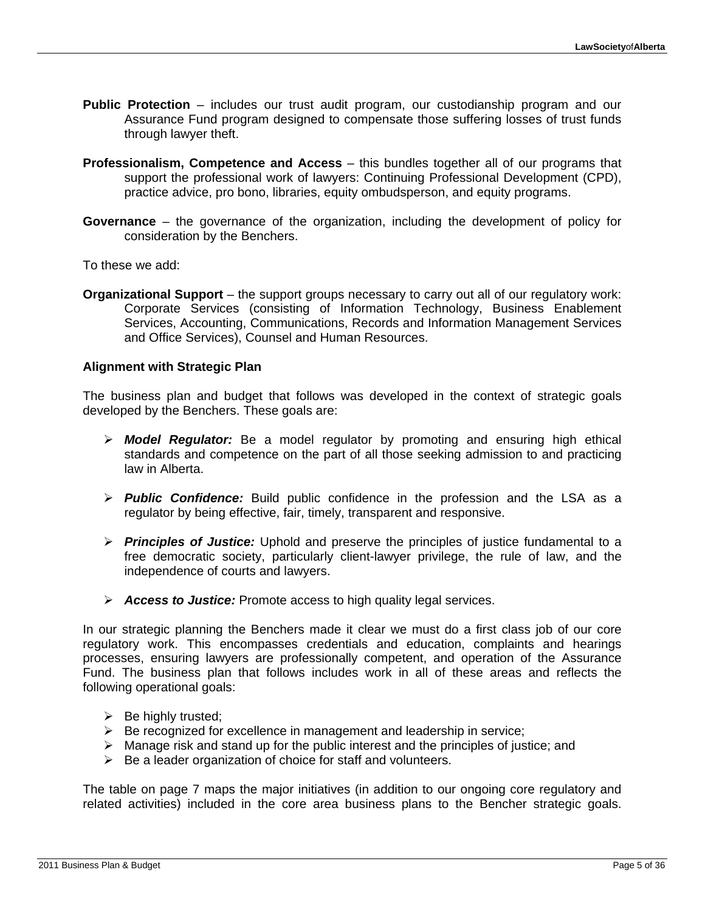**Public Protection** – includes our trust audit program, our custodianship program and our Assurance Fund program designed to compensate those suffering losses of trust funds through lawyer theft.

**Professionalism, Competence and Access** – this bundles together all of our programs that support the professional work of lawyers: Continuing Professional Development (CPD), practice advice, pro bono, libraries, equity ombudsperson, and equity programs.

**Governance** – the governance of the organization, including the development of policy for consideration by the Benchers.

To these we add:

**Organizational Support** – the support groups necessary to carry out all of our regulatory work: Corporate Services (consisting of Information Technology, Business Enablement Services, Accounting, Communications, Records and Information Management Services and Office Services), Counsel and Human Resources.

**Alignment with Strategic Plan**

The business plan and budget that follows was developed in the context of strategic goals developed by the Benchers. These goals are:

- ***Model Regulator:*** Be a model regulator by promoting and ensuring high ethical standards and competence on the part of all those seeking admission to and practicing law in Alberta.
- ***Public Confidence:*** Build public confidence in the profession and the LSA as a regulator by being effective, fair, timely, transparent and responsive.
- ***Principles of Justice:*** Uphold and preserve the principles of justice fundamental to a free democratic society, particularly client-lawyer privilege, the rule of law, and the independence of courts and lawyers.
- ***Access to Justice:*** Promote access to high quality legal services.

In our strategic planning the Benchers made it clear we must do a first class job of our core regulatory work. This encompasses credentials and education, complaints and hearings processes, ensuring lawyers are professionally competent, and operation of the Assurance Fund. The business plan that follows includes work in all of these areas and reflects the following operational goals:

- Be highly trusted;
- Be recognized for excellence in management and leadership in service;
- Manage risk and stand up for the public interest and the principles of justice; and
- Be a leader organization of choice for staff and volunteers.

The table on page 7 maps the major initiatives (in addition to our ongoing core regulatory and related activities) included in the core area business plans to the Bencher strategic goals.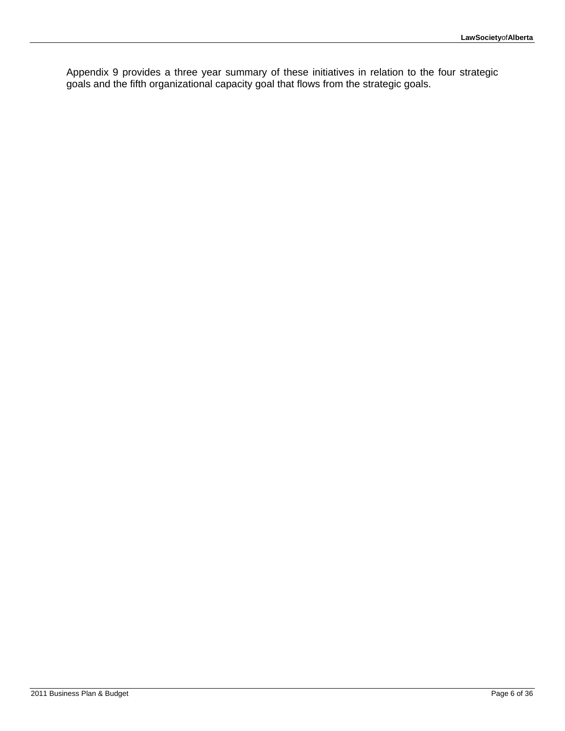Appendix 9 provides a three year summary of these initiatives in relation to the four strategic goals and the fifth organizational capacity goal that flows from the strategic goals.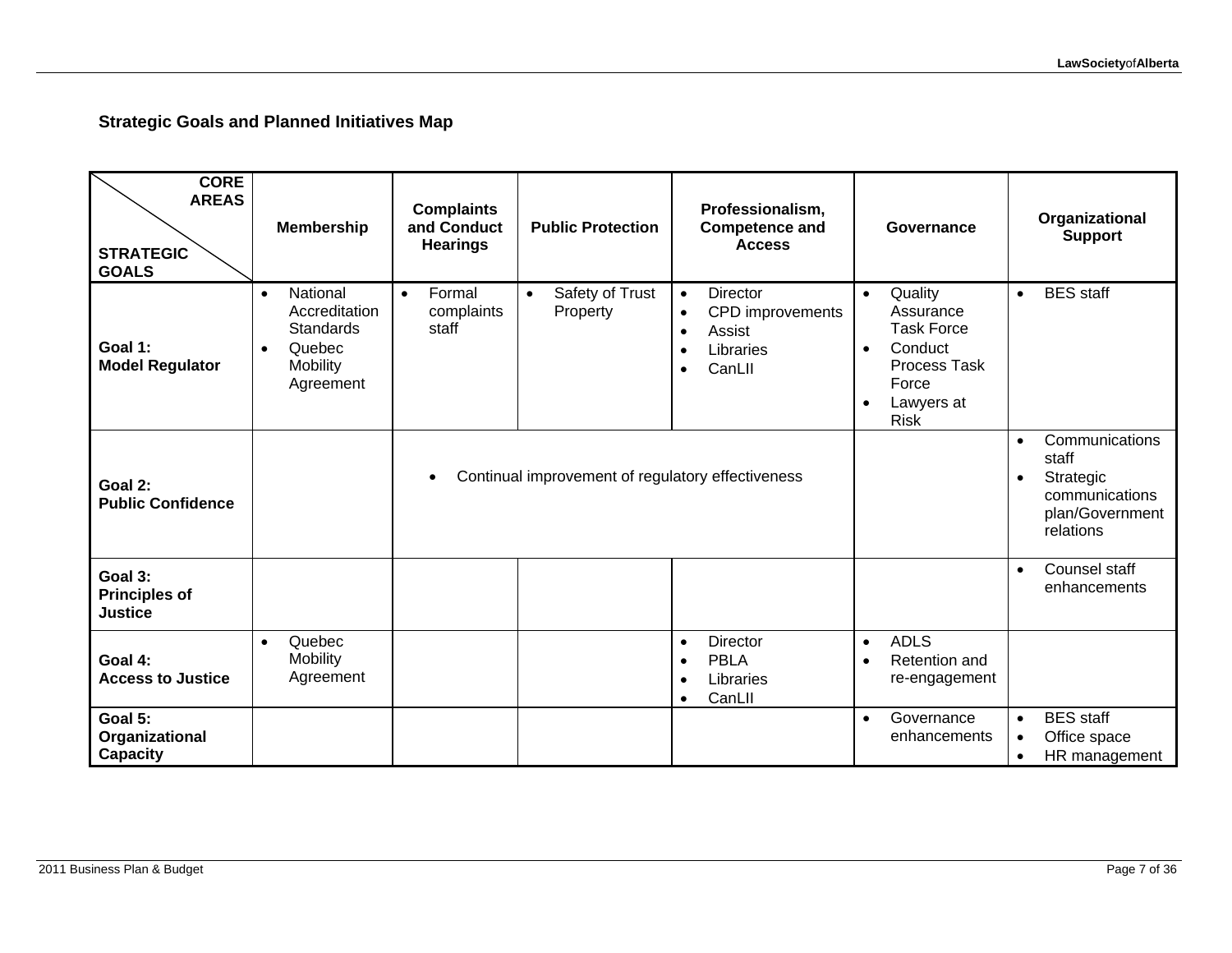## Strategic Goals and Planned Initiatives Map

| CORE AREAS / STRATEGIC GOALS | Membership | Complaints and Conduct Hearings | Public Protection | Professionalism, Competence and Access | Governance | Organizational Support |
|---|---|---|---|---|---|---|
| **Goal 1: Model Regulator** | • National Accreditation Standards<br>• Quebec Mobility Agreement | • Formal complaints staff | • Safety of Trust Property | • Director<br>• CPD improvements<br>• Assist<br>• Libraries<br>• CanLII | • Quality Assurance Task Force<br>• Conduct Process Task Force<br>• Lawyers at Risk | • BES staff |
| **Goal 2: Public Confidence** | | • Continual improvement of regulatory effectiveness | | | | • Communications staff<br>• Strategic communications plan/Government relations |
| **Goal 3: Principles of Justice** | | | | | | • Counsel staff enhancements |
| **Goal 4: Access to Justice** | • Quebec Mobility Agreement | | | • Director<br>• PBLA<br>• Libraries<br>• CanLII | • ADLS<br>• Retention and re-engagement | |
| **Goal 5: Organizational Capacity** | | | | | • Governance enhancements | • BES staff<br>• Office space<br>• HR management |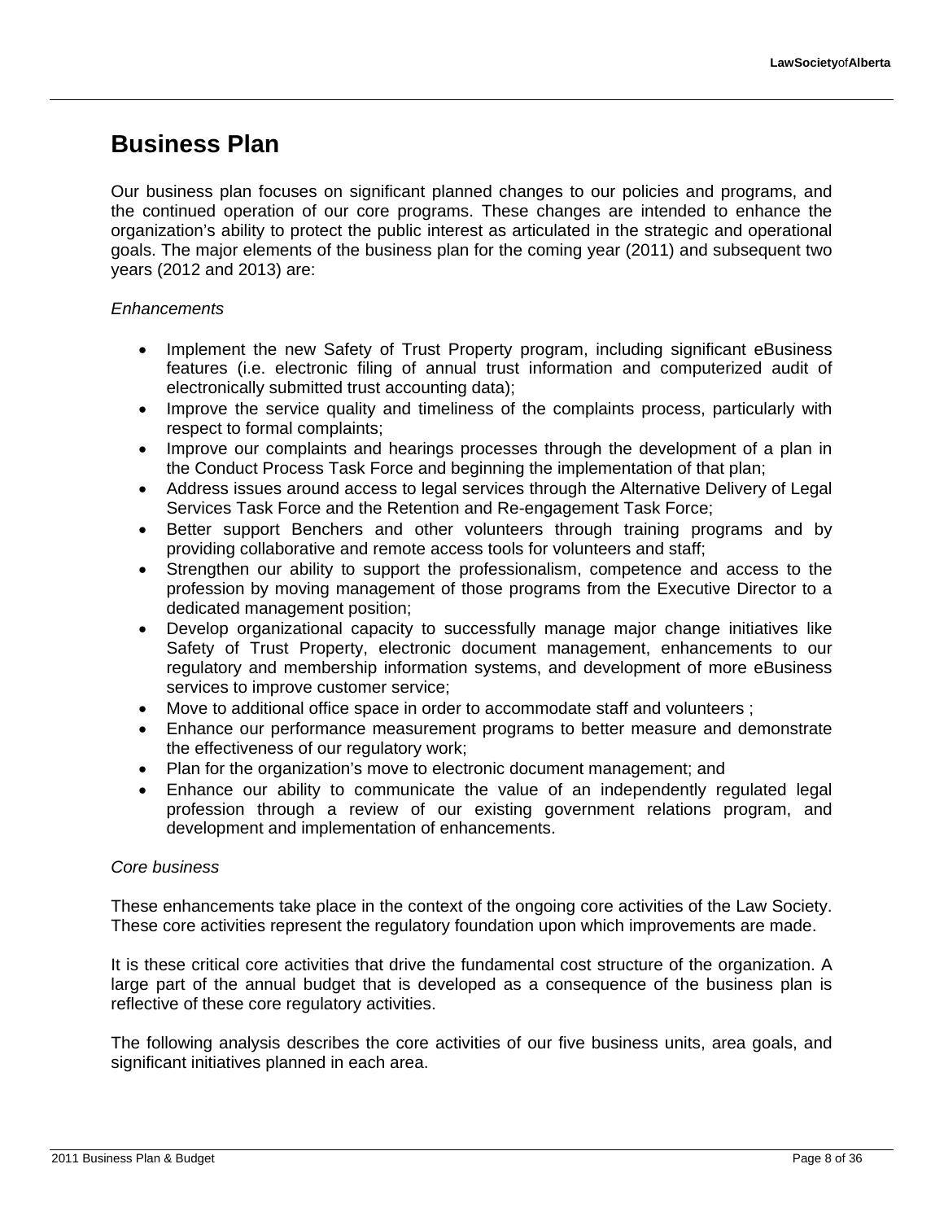# Business Plan

Our business plan focuses on significant planned changes to our policies and programs, and the continued operation of our core programs. These changes are intended to enhance the organization's ability to protect the public interest as articulated in the strategic and operational goals. The major elements of the business plan for the coming year (2011) and subsequent two years (2012 and 2013) are:

*Enhancements*

- Implement the new Safety of Trust Property program, including significant eBusiness features (i.e. electronic filing of annual trust information and computerized audit of electronically submitted trust accounting data);
- Improve the service quality and timeliness of the complaints process, particularly with respect to formal complaints;
- Improve our complaints and hearings processes through the development of a plan in the Conduct Process Task Force and beginning the implementation of that plan;
- Address issues around access to legal services through the Alternative Delivery of Legal Services Task Force and the Retention and Re-engagement Task Force;
- Better support Benchers and other volunteers through training programs and by providing collaborative and remote access tools for volunteers and staff;
- Strengthen our ability to support the professionalism, competence and access to the profession by moving management of those programs from the Executive Director to a dedicated management position;
- Develop organizational capacity to successfully manage major change initiatives like Safety of Trust Property, electronic document management, enhancements to our regulatory and membership information systems, and development of more eBusiness services to improve customer service;
- Move to additional office space in order to accommodate staff and volunteers ;
- Enhance our performance measurement programs to better measure and demonstrate the effectiveness of our regulatory work;
- Plan for the organization's move to electronic document management; and
- Enhance our ability to communicate the value of an independently regulated legal profession through a review of our existing government relations program, and development and implementation of enhancements.

*Core business*

These enhancements take place in the context of the ongoing core activities of the Law Society. These core activities represent the regulatory foundation upon which improvements are made.

It is these critical core activities that drive the fundamental cost structure of the organization. A large part of the annual budget that is developed as a consequence of the business plan is reflective of these core regulatory activities.

The following analysis describes the core activities of our five business units, area goals, and significant initiatives planned in each area.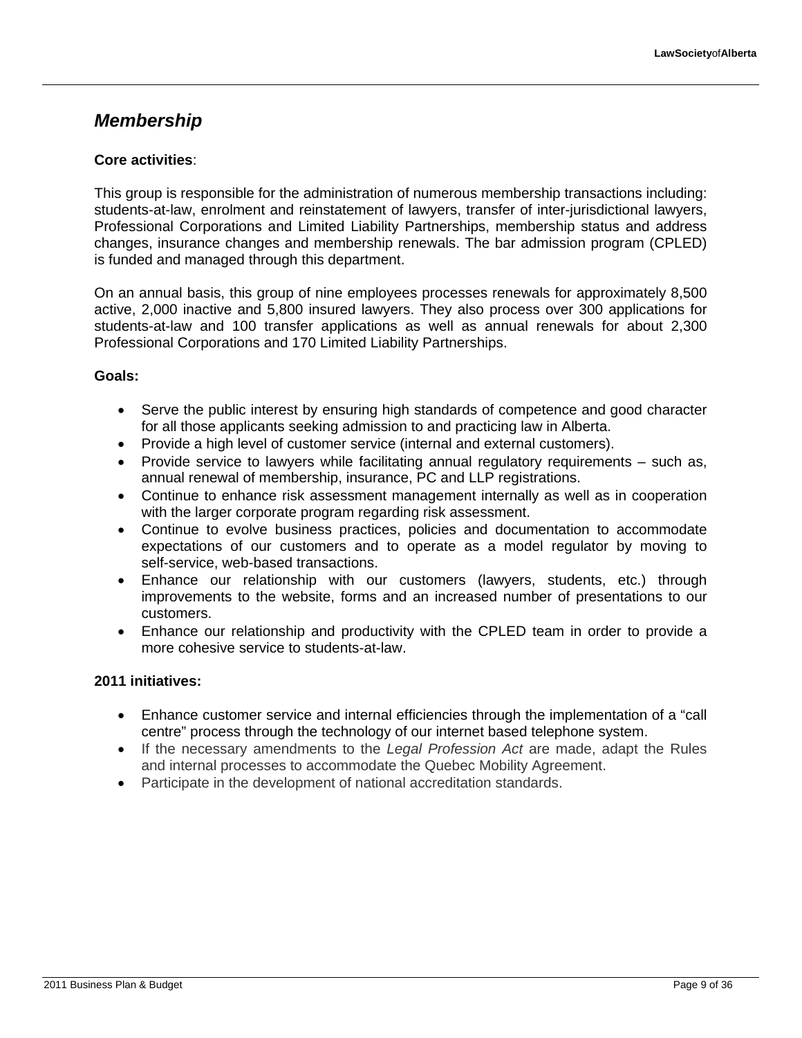## *Membership*

**Core activities**:

This group is responsible for the administration of numerous membership transactions including: students-at-law, enrolment and reinstatement of lawyers, transfer of inter-jurisdictional lawyers, Professional Corporations and Limited Liability Partnerships, membership status and address changes, insurance changes and membership renewals. The bar admission program (CPLED) is funded and managed through this department.

On an annual basis, this group of nine employees processes renewals for approximately 8,500 active, 2,000 inactive and 5,800 insured lawyers. They also process over 300 applications for students-at-law and 100 transfer applications as well as annual renewals for about 2,300 Professional Corporations and 170 Limited Liability Partnerships.

**Goals:**

- Serve the public interest by ensuring high standards of competence and good character for all those applicants seeking admission to and practicing law in Alberta.
- Provide a high level of customer service (internal and external customers).
- Provide service to lawyers while facilitating annual regulatory requirements – such as, annual renewal of membership, insurance, PC and LLP registrations.
- Continue to enhance risk assessment management internally as well as in cooperation with the larger corporate program regarding risk assessment.
- Continue to evolve business practices, policies and documentation to accommodate expectations of our customers and to operate as a model regulator by moving to self-service, web-based transactions.
- Enhance our relationship with our customers (lawyers, students, etc.) through improvements to the website, forms and an increased number of presentations to our customers.
- Enhance our relationship and productivity with the CPLED team in order to provide a more cohesive service to students-at-law.

**2011 initiatives:**

- Enhance customer service and internal efficiencies through the implementation of a "call centre" process through the technology of our internet based telephone system.
- If the necessary amendments to the *Legal Profession Act* are made, adapt the Rules and internal processes to accommodate the Quebec Mobility Agreement.
- Participate in the development of national accreditation standards.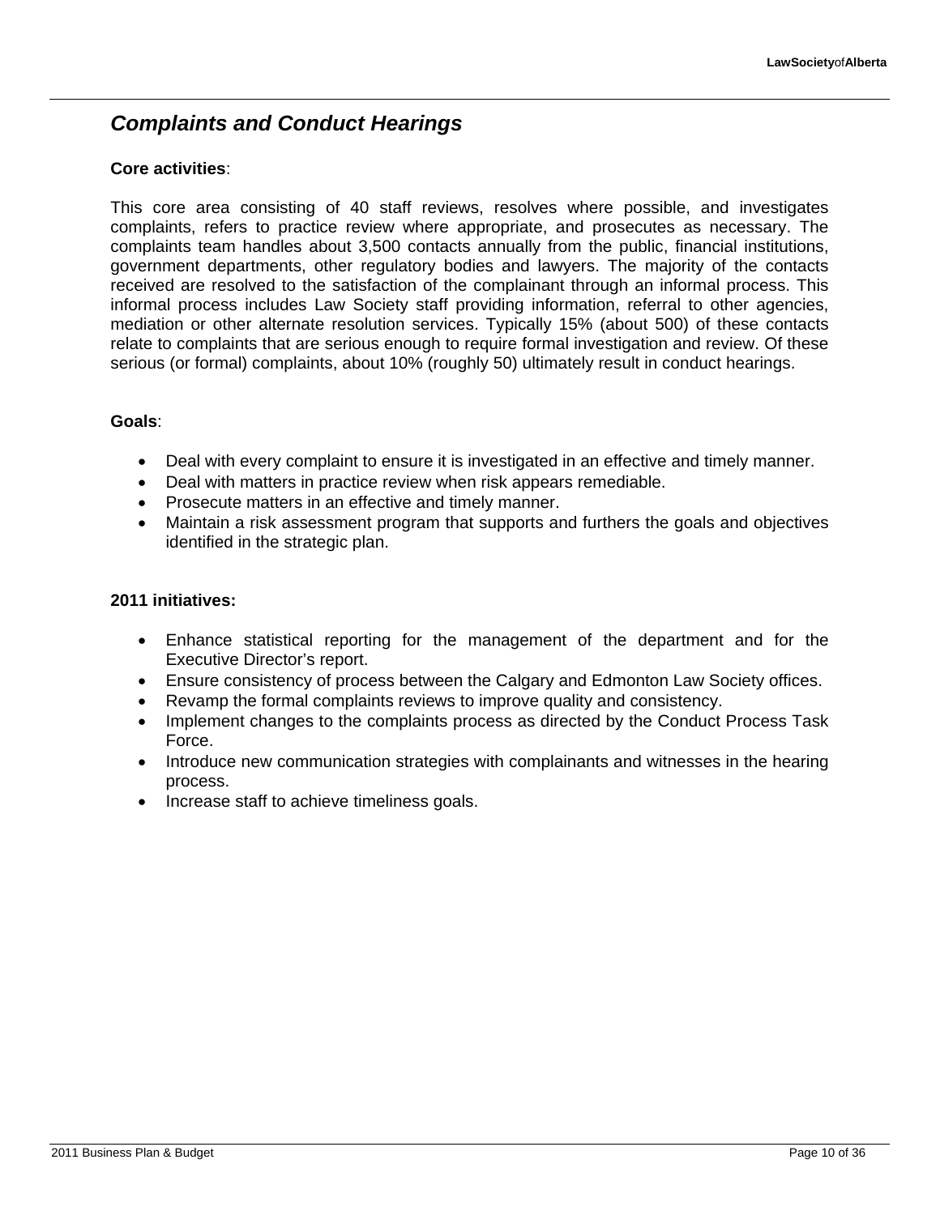## *Complaints and Conduct Hearings*

**Core activities**:

This core area consisting of 40 staff reviews, resolves where possible, and investigates complaints, refers to practice review where appropriate, and prosecutes as necessary. The complaints team handles about 3,500 contacts annually from the public, financial institutions, government departments, other regulatory bodies and lawyers. The majority of the contacts received are resolved to the satisfaction of the complainant through an informal process. This informal process includes Law Society staff providing information, referral to other agencies, mediation or other alternate resolution services. Typically 15% (about 500) of these contacts relate to complaints that are serious enough to require formal investigation and review. Of these serious (or formal) complaints, about 10% (roughly 50) ultimately result in conduct hearings.

**Goals**:

- Deal with every complaint to ensure it is investigated in an effective and timely manner.
- Deal with matters in practice review when risk appears remediable.
- Prosecute matters in an effective and timely manner.
- Maintain a risk assessment program that supports and furthers the goals and objectives identified in the strategic plan.

**2011 initiatives:**

- Enhance statistical reporting for the management of the department and for the Executive Director's report.
- Ensure consistency of process between the Calgary and Edmonton Law Society offices.
- Revamp the formal complaints reviews to improve quality and consistency.
- Implement changes to the complaints process as directed by the Conduct Process Task Force.
- Introduce new communication strategies with complainants and witnesses in the hearing process.
- Increase staff to achieve timeliness goals.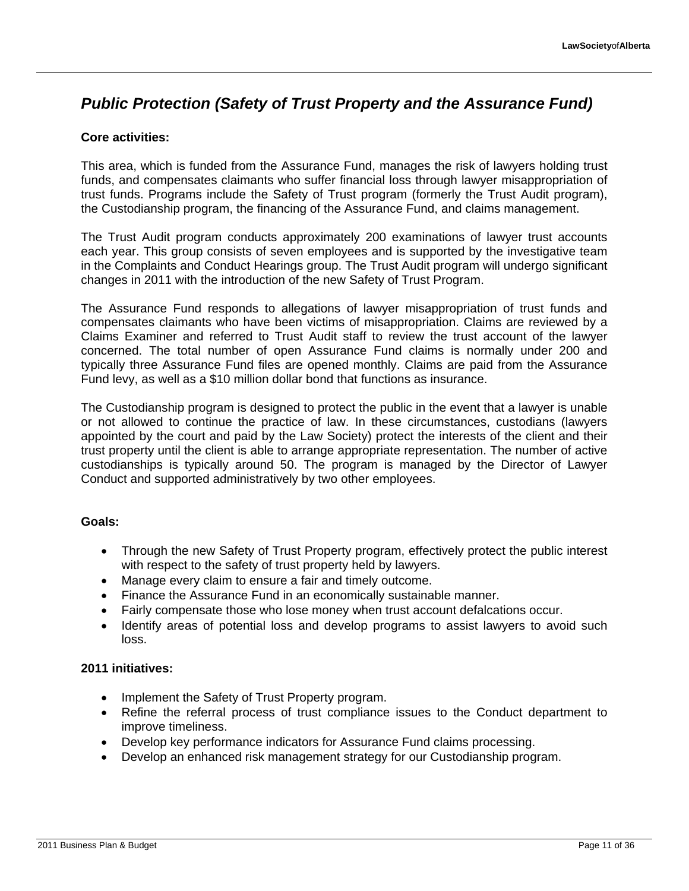## *Public Protection (Safety of Trust Property and the Assurance Fund)*

**Core activities:**

This area, which is funded from the Assurance Fund, manages the risk of lawyers holding trust funds, and compensates claimants who suffer financial loss through lawyer misappropriation of trust funds. Programs include the Safety of Trust program (formerly the Trust Audit program), the Custodianship program, the financing of the Assurance Fund, and claims management.

The Trust Audit program conducts approximately 200 examinations of lawyer trust accounts each year. This group consists of seven employees and is supported by the investigative team in the Complaints and Conduct Hearings group. The Trust Audit program will undergo significant changes in 2011 with the introduction of the new Safety of Trust Program.

The Assurance Fund responds to allegations of lawyer misappropriation of trust funds and compensates claimants who have been victims of misappropriation. Claims are reviewed by a Claims Examiner and referred to Trust Audit staff to review the trust account of the lawyer concerned. The total number of open Assurance Fund claims is normally under 200 and typically three Assurance Fund files are opened monthly. Claims are paid from the Assurance Fund levy, as well as a $10 million dollar bond that functions as insurance.

The Custodianship program is designed to protect the public in the event that a lawyer is unable or not allowed to continue the practice of law. In these circumstances, custodians (lawyers appointed by the court and paid by the Law Society) protect the interests of the client and their trust property until the client is able to arrange appropriate representation. The number of active custodianships is typically around 50. The program is managed by the Director of Lawyer Conduct and supported administratively by two other employees.

**Goals:**

- Through the new Safety of Trust Property program, effectively protect the public interest with respect to the safety of trust property held by lawyers.
- Manage every claim to ensure a fair and timely outcome.
- Finance the Assurance Fund in an economically sustainable manner.
- Fairly compensate those who lose money when trust account defalcations occur.
- Identify areas of potential loss and develop programs to assist lawyers to avoid such loss.

**2011 initiatives:**

- Implement the Safety of Trust Property program.
- Refine the referral process of trust compliance issues to the Conduct department to improve timeliness.
- Develop key performance indicators for Assurance Fund claims processing.
- Develop an enhanced risk management strategy for our Custodianship program.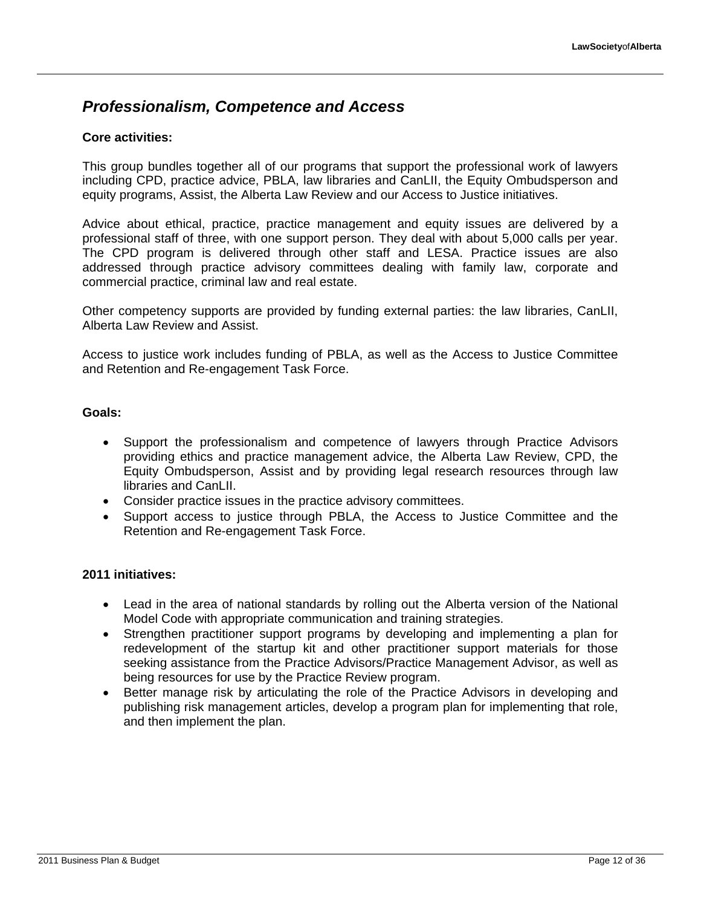## *Professionalism, Competence and Access*

**Core activities:**

This group bundles together all of our programs that support the professional work of lawyers including CPD, practice advice, PBLA, law libraries and CanLII, the Equity Ombudsperson and equity programs, Assist, the Alberta Law Review and our Access to Justice initiatives.

Advice about ethical, practice, practice management and equity issues are delivered by a professional staff of three, with one support person. They deal with about 5,000 calls per year. The CPD program is delivered through other staff and LESA. Practice issues are also addressed through practice advisory committees dealing with family law, corporate and commercial practice, criminal law and real estate.

Other competency supports are provided by funding external parties: the law libraries, CanLII, Alberta Law Review and Assist.

Access to justice work includes funding of PBLA, as well as the Access to Justice Committee and Retention and Re-engagement Task Force.

**Goals:**

- Support the professionalism and competence of lawyers through Practice Advisors providing ethics and practice management advice, the Alberta Law Review, CPD, the Equity Ombudsperson, Assist and by providing legal research resources through law libraries and CanLII.
- Consider practice issues in the practice advisory committees.
- Support access to justice through PBLA, the Access to Justice Committee and the Retention and Re-engagement Task Force.

**2011 initiatives:**

- Lead in the area of national standards by rolling out the Alberta version of the National Model Code with appropriate communication and training strategies.
- Strengthen practitioner support programs by developing and implementing a plan for redevelopment of the startup kit and other practitioner support materials for those seeking assistance from the Practice Advisors/Practice Management Advisor, as well as being resources for use by the Practice Review program.
- Better manage risk by articulating the role of the Practice Advisors in developing and publishing risk management articles, develop a program plan for implementing that role, and then implement the plan.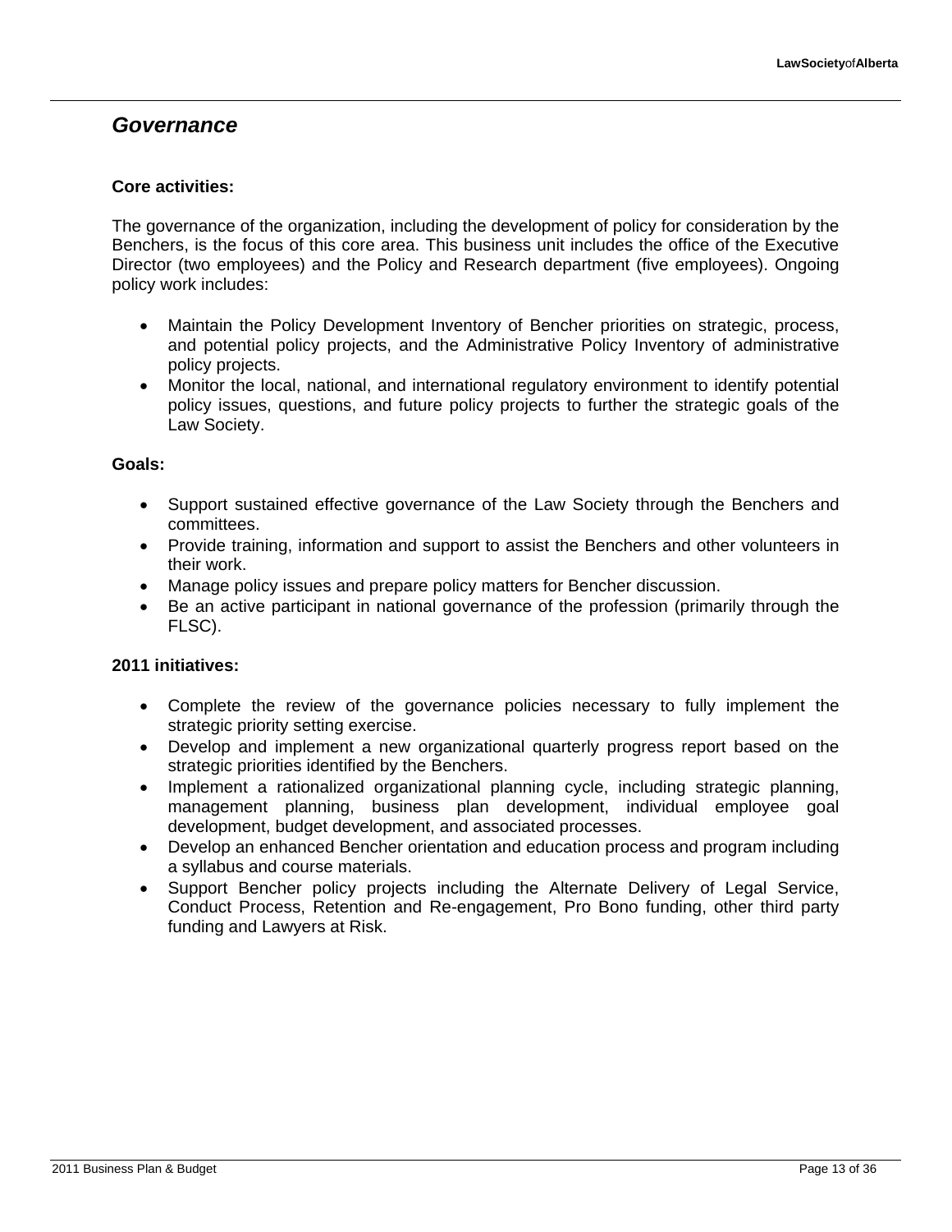## *Governance*

**Core activities:**

The governance of the organization, including the development of policy for consideration by the Benchers, is the focus of this core area. This business unit includes the office of the Executive Director (two employees) and the Policy and Research department (five employees). Ongoing policy work includes:

- Maintain the Policy Development Inventory of Bencher priorities on strategic, process, and potential policy projects, and the Administrative Policy Inventory of administrative policy projects.
- Monitor the local, national, and international regulatory environment to identify potential policy issues, questions, and future policy projects to further the strategic goals of the Law Society.

**Goals:**

- Support sustained effective governance of the Law Society through the Benchers and committees.
- Provide training, information and support to assist the Benchers and other volunteers in their work.
- Manage policy issues and prepare policy matters for Bencher discussion.
- Be an active participant in national governance of the profession (primarily through the FLSC).

**2011 initiatives:**

- Complete the review of the governance policies necessary to fully implement the strategic priority setting exercise.
- Develop and implement a new organizational quarterly progress report based on the strategic priorities identified by the Benchers.
- Implement a rationalized organizational planning cycle, including strategic planning, management planning, business plan development, individual employee goal development, budget development, and associated processes.
- Develop an enhanced Bencher orientation and education process and program including a syllabus and course materials.
- Support Bencher policy projects including the Alternate Delivery of Legal Service, Conduct Process, Retention and Re-engagement, Pro Bono funding, other third party funding and Lawyers at Risk.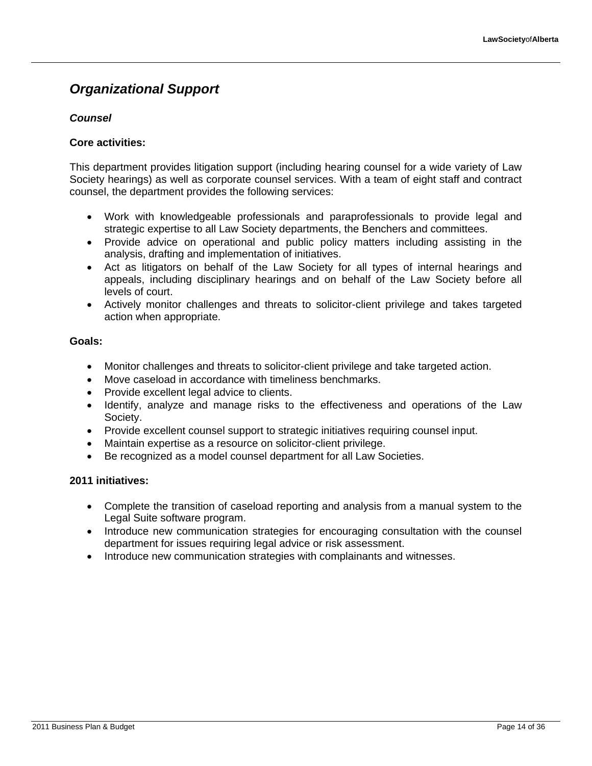## *Organizational Support*

### *Counsel*

**Core activities:**

This department provides litigation support (including hearing counsel for a wide variety of Law Society hearings) as well as corporate counsel services. With a team of eight staff and contract counsel, the department provides the following services:

- Work with knowledgeable professionals and paraprofessionals to provide legal and strategic expertise to all Law Society departments, the Benchers and committees.
- Provide advice on operational and public policy matters including assisting in the analysis, drafting and implementation of initiatives.
- Act as litigators on behalf of the Law Society for all types of internal hearings and appeals, including disciplinary hearings and on behalf of the Law Society before all levels of court.
- Actively monitor challenges and threats to solicitor-client privilege and takes targeted action when appropriate.

**Goals:**

- Monitor challenges and threats to solicitor-client privilege and take targeted action.
- Move caseload in accordance with timeliness benchmarks.
- Provide excellent legal advice to clients.
- Identify, analyze and manage risks to the effectiveness and operations of the Law Society.
- Provide excellent counsel support to strategic initiatives requiring counsel input.
- Maintain expertise as a resource on solicitor-client privilege.
- Be recognized as a model counsel department for all Law Societies.

**2011 initiatives:**

- Complete the transition of caseload reporting and analysis from a manual system to the Legal Suite software program.
- Introduce new communication strategies for encouraging consultation with the counsel department for issues requiring legal advice or risk assessment.
- Introduce new communication strategies with complainants and witnesses.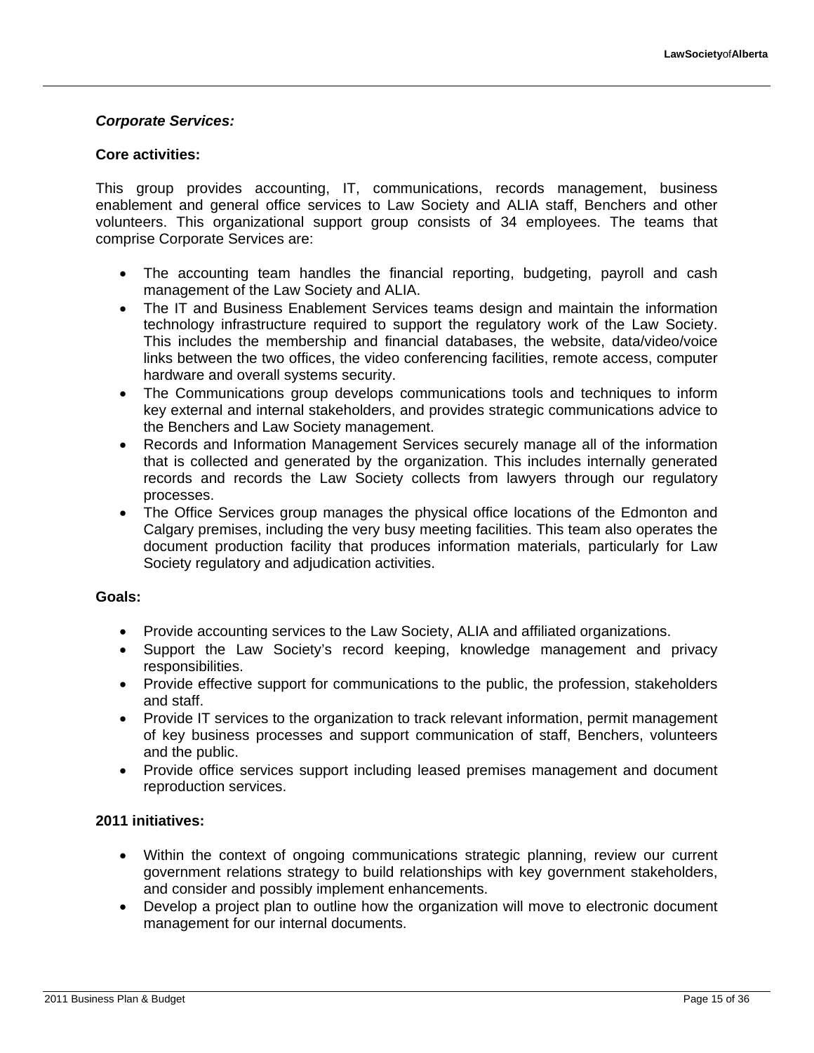***Corporate Services:***

**Core activities:**

This group provides accounting, IT, communications, records management, business enablement and general office services to Law Society and ALIA staff, Benchers and other volunteers. This organizational support group consists of 34 employees. The teams that comprise Corporate Services are:

- The accounting team handles the financial reporting, budgeting, payroll and cash management of the Law Society and ALIA.
- The IT and Business Enablement Services teams design and maintain the information technology infrastructure required to support the regulatory work of the Law Society. This includes the membership and financial databases, the website, data/video/voice links between the two offices, the video conferencing facilities, remote access, computer hardware and overall systems security.
- The Communications group develops communications tools and techniques to inform key external and internal stakeholders, and provides strategic communications advice to the Benchers and Law Society management.
- Records and Information Management Services securely manage all of the information that is collected and generated by the organization. This includes internally generated records and records the Law Society collects from lawyers through our regulatory processes.
- The Office Services group manages the physical office locations of the Edmonton and Calgary premises, including the very busy meeting facilities. This team also operates the document production facility that produces information materials, particularly for Law Society regulatory and adjudication activities.

**Goals:**

- Provide accounting services to the Law Society, ALIA and affiliated organizations.
- Support the Law Society's record keeping, knowledge management and privacy responsibilities.
- Provide effective support for communications to the public, the profession, stakeholders and staff.
- Provide IT services to the organization to track relevant information, permit management of key business processes and support communication of staff, Benchers, volunteers and the public.
- Provide office services support including leased premises management and document reproduction services.

**2011 initiatives:**

- Within the context of ongoing communications strategic planning, review our current government relations strategy to build relationships with key government stakeholders, and consider and possibly implement enhancements.
- Develop a project plan to outline how the organization will move to electronic document management for our internal documents.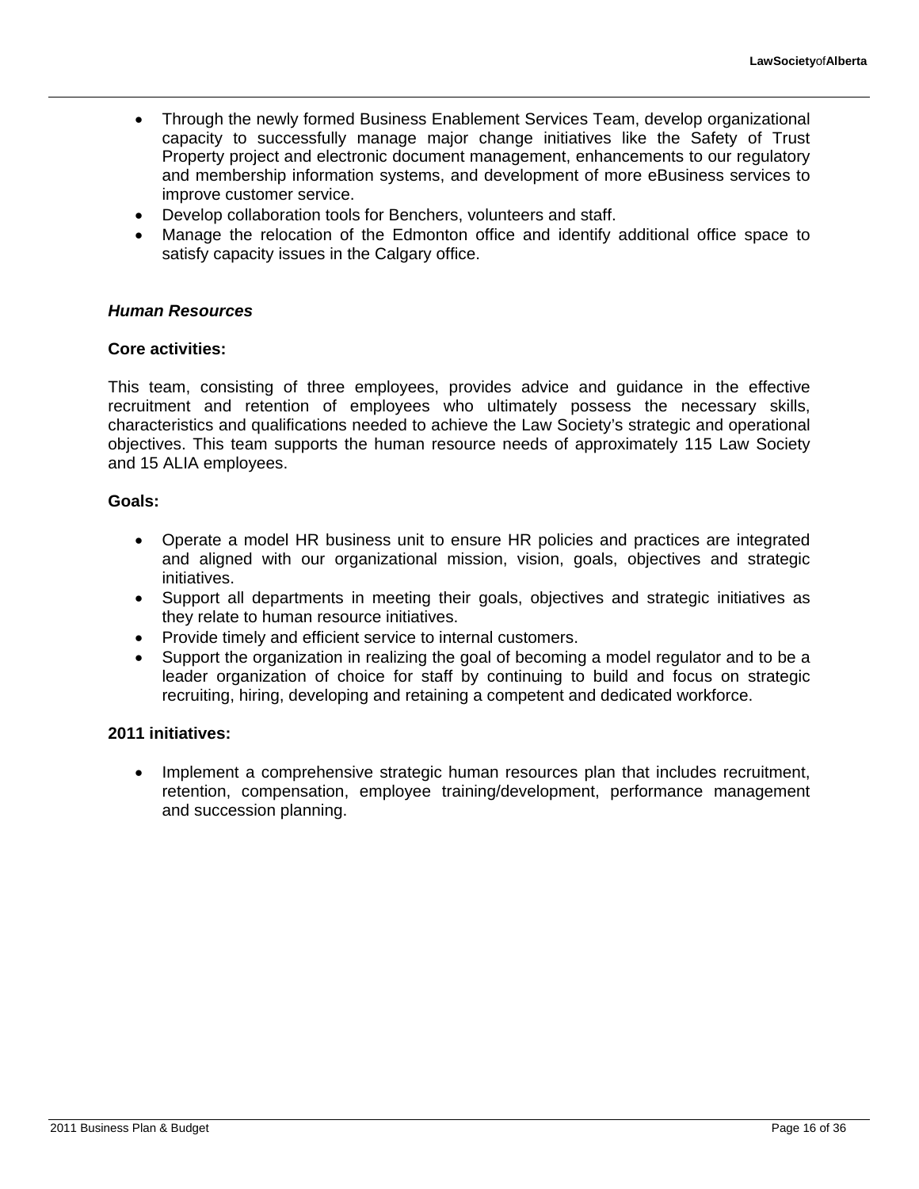- Through the newly formed Business Enablement Services Team, develop organizational capacity to successfully manage major change initiatives like the Safety of Trust Property project and electronic document management, enhancements to our regulatory and membership information systems, and development of more eBusiness services to improve customer service.
- Develop collaboration tools for Benchers, volunteers and staff.
- Manage the relocation of the Edmonton office and identify additional office space to satisfy capacity issues in the Calgary office.

### *Human Resources*

**Core activities:**

This team, consisting of three employees, provides advice and guidance in the effective recruitment and retention of employees who ultimately possess the necessary skills, characteristics and qualifications needed to achieve the Law Society's strategic and operational objectives. This team supports the human resource needs of approximately 115 Law Society and 15 ALIA employees.

**Goals:**

- Operate a model HR business unit to ensure HR policies and practices are integrated and aligned with our organizational mission, vision, goals, objectives and strategic initiatives.
- Support all departments in meeting their goals, objectives and strategic initiatives as they relate to human resource initiatives.
- Provide timely and efficient service to internal customers.
- Support the organization in realizing the goal of becoming a model regulator and to be a leader organization of choice for staff by continuing to build and focus on strategic recruiting, hiring, developing and retaining a competent and dedicated workforce.

**2011 initiatives:**

- Implement a comprehensive strategic human resources plan that includes recruitment, retention, compensation, employee training/development, performance management and succession planning.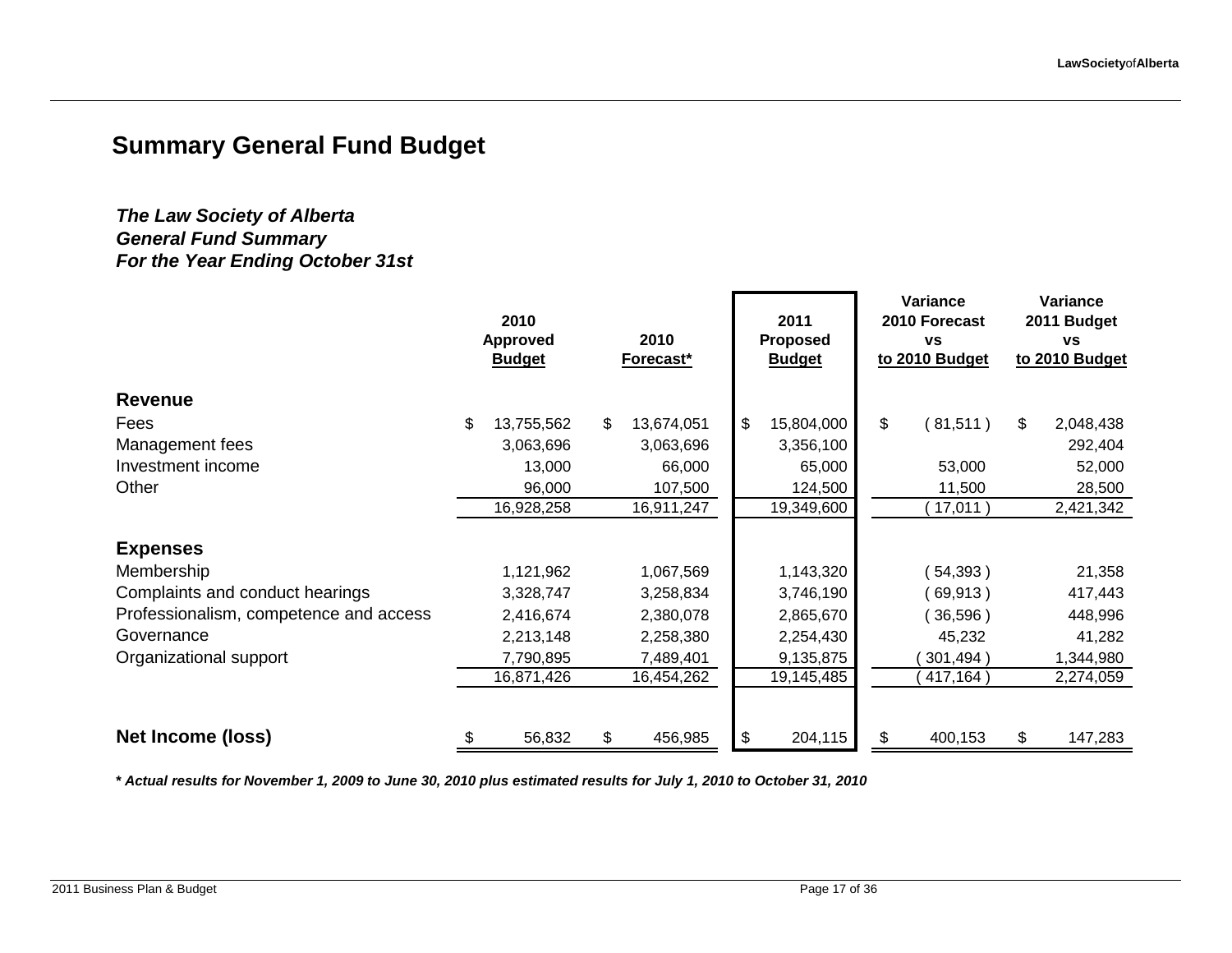## Summary General Fund Budget

***The Law Society of Alberta***
***General Fund Summary***
***For the Year Ending October 31st***

| | 2010 Approved Budget | 2010 Forecast* | 2011 Proposed Budget | Variance 2010 Forecast vs to 2010 Budget | Variance 2011 Budget vs to 2010 Budget |
|---|---|---|---|---|---|
| **Revenue** | | | | | |
| Fees | $ 13,755,562 | $ 13,674,051 | $ 15,804,000 | $ ( 81,511 ) | $ 2,048,438 |
| Management fees | 3,063,696 | 3,063,696 | 3,356,100 | | 292,404 |
| Investment income | 13,000 | 66,000 | 65,000 | 53,000 | 52,000 |
| Other | 96,000 | 107,500 | 124,500 | 11,500 | 28,500 |
| | 16,928,258 | 16,911,247 | 19,349,600 | ( 17,011 ) | 2,421,342 |
| **Expenses** | | | | | |
| Membership | 1,121,962 | 1,067,569 | 1,143,320 | ( 54,393 ) | 21,358 |
| Complaints and conduct hearings | 3,328,747 | 3,258,834 | 3,746,190 | ( 69,913 ) | 417,443 |
| Professionalism, competence and access | 2,416,674 | 2,380,078 | 2,865,670 | ( 36,596 ) | 448,996 |
| Governance | 2,213,148 | 2,258,380 | 2,254,430 | 45,232 | 41,282 |
| Organizational support | 7,790,895 | 7,489,401 | 9,135,875 | ( 301,494 ) | 1,344,980 |
| | 16,871,426 | 16,454,262 | 19,145,485 | ( 417,164 ) | 2,274,059 |
| **Net Income (loss)** | $ 56,832 | $ 456,985 | $ 204,115 | $ 400,153 | $ 147,283 |

***\* Actual results for November 1, 2009 to June 30, 2010 plus estimated results for July 1, 2010 to October 31, 2010***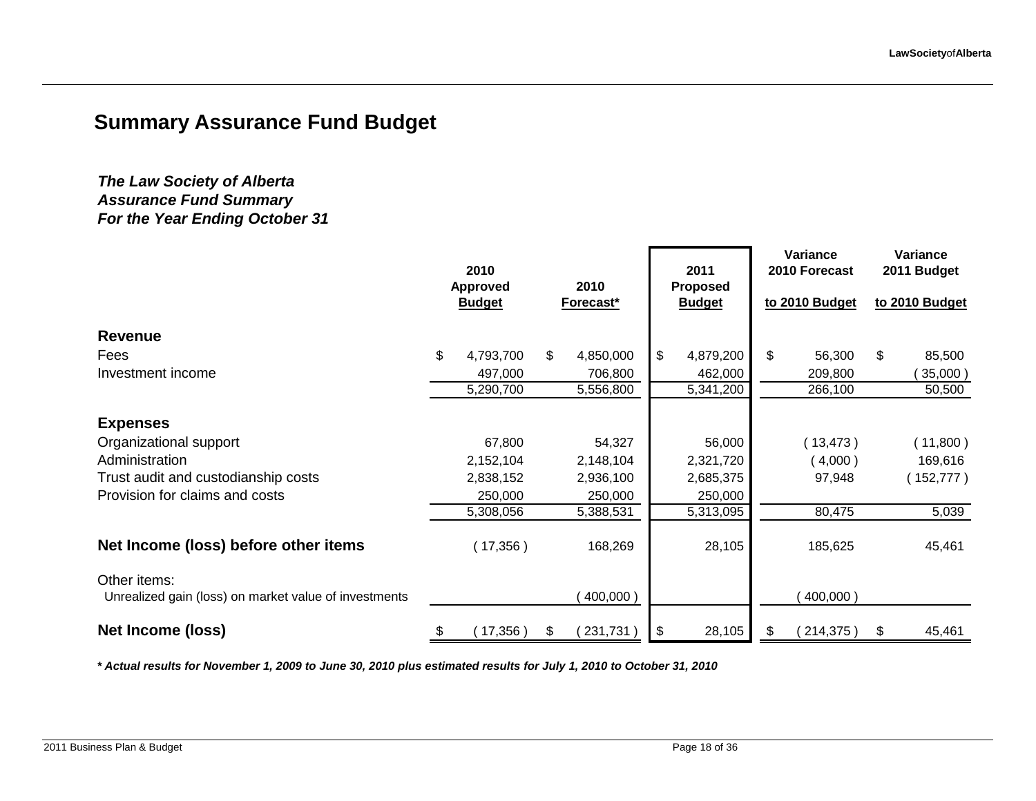## Summary Assurance Fund Budget

***The Law Society of Alberta***
***Assurance Fund Summary***
***For the Year Ending October 31***

| | 2010 Approved Budget | 2010 Forecast* | 2011 Proposed Budget | Variance 2010 Forecast to 2010 Budget | Variance 2011 Budget to 2010 Budget |
|---|---|---|---|---|---|
| **Revenue** | | | | | |
| Fees | $ 4,793,700 | $ 4,850,000 | $ 4,879,200 | $ 56,300 | $ 85,500 |
| Investment income | 497,000 | 706,800 | 462,000 | 209,800 | ( 35,000 ) |
| | 5,290,700 | 5,556,800 | 5,341,200 | 266,100 | 50,500 |
| **Expenses** | | | | | |
| Organizational support | 67,800 | 54,327 | 56,000 | ( 13,473 ) | ( 11,800 ) |
| Administration | 2,152,104 | 2,148,104 | 2,321,720 | ( 4,000 ) | 169,616 |
| Trust audit and custodianship costs | 2,838,152 | 2,936,100 | 2,685,375 | 97,948 | ( 152,777 ) |
| Provision for claims and costs | 250,000 | 250,000 | 250,000 | | |
| | 5,308,056 | 5,388,531 | 5,313,095 | 80,475 | 5,039 |
| **Net Income (loss) before other items** | ( 17,356 ) | 168,269 | 28,105 | 185,625 | 45,461 |
| Other items: | | | | | |
| Unrealized gain (loss) on market value of investments | | ( 400,000 ) | | ( 400,000 ) | |
| **Net Income (loss)** | $ ( 17,356 ) | $ ( 231,731 ) | $ 28,105 | $ ( 214,375 ) | $ 45,461 |

***\* Actual results for November 1, 2009 to June 30, 2010 plus estimated results for July 1, 2010 to October 31, 2010***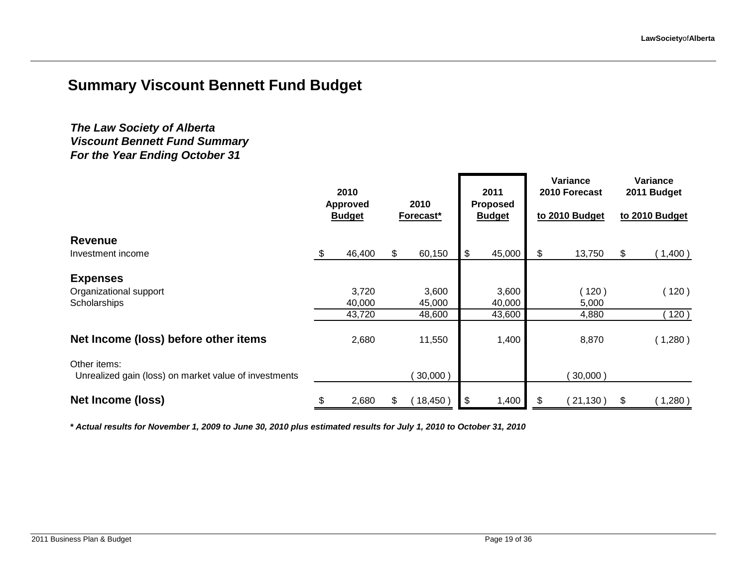# Summary Viscount Bennett Fund Budget

***The Law Society of Alberta***
***Viscount Bennett Fund Summary***
***For the Year Ending October 31***

| | 2010 Approved Budget | 2010 Forecast* | 2011 Proposed Budget | Variance 2010 Forecast to 2010 Budget | Variance 2011 Budget to 2010 Budget |
|---|---|---|---|---|---|
| **Revenue** | | | | | |
| Investment income | $ 46,400 | $ 60,150 | $ 45,000 | $ 13,750 | $ ( 1,400 ) |
| **Expenses** | | | | | |
| Organizational support | 3,720 | 3,600 | 3,600 | ( 120 ) | ( 120 ) |
| Scholarships | 40,000 | 45,000 | 40,000 | 5,000 | |
| | 43,720 | 48,600 | 43,600 | 4,880 | ( 120 ) |
| **Net Income (loss) before other items** | 2,680 | 11,550 | 1,400 | 8,870 | ( 1,280 ) |
| Other items: | | | | | |
| Unrealized gain (loss) on market value of investments | | ( 30,000 ) | | ( 30,000 ) | |
| **Net Income (loss)** | $ 2,680 | $ ( 18,450 ) | $ 1,400 | $ ( 21,130 ) | $ ( 1,280 ) |

***\* Actual results for November 1, 2009 to June 30, 2010 plus estimated results for July 1, 2010 to October 31, 2010***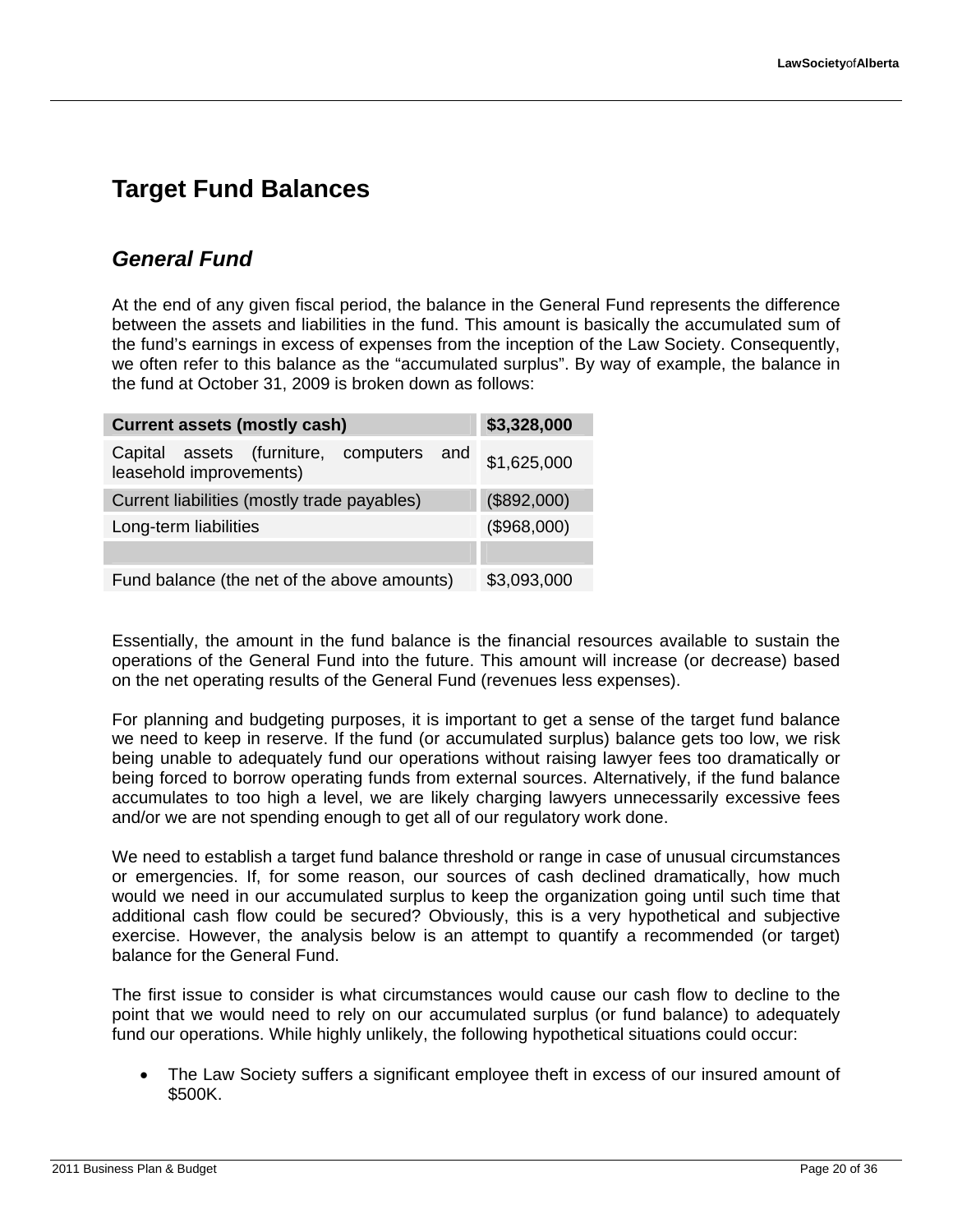# Target Fund Balances

## *General Fund*

At the end of any given fiscal period, the balance in the General Fund represents the difference between the assets and liabilities in the fund. This amount is basically the accumulated sum of the fund's earnings in excess of expenses from the inception of the Law Society. Consequently, we often refer to this balance as the "accumulated surplus". By way of example, the balance in the fund at October 31, 2009 is broken down as follows:

| **Current assets (mostly cash)** | **$3,328,000** |
|---|---|
| Capital assets (furniture, computers and leasehold improvements) | $1,625,000 |
| Current liabilities (mostly trade payables) | ($892,000) |
| Long-term liabilities | ($968,000) |
| | |
| Fund balance (the net of the above amounts) | $3,093,000 |

Essentially, the amount in the fund balance is the financial resources available to sustain the operations of the General Fund into the future. This amount will increase (or decrease) based on the net operating results of the General Fund (revenues less expenses).

For planning and budgeting purposes, it is important to get a sense of the target fund balance we need to keep in reserve. If the fund (or accumulated surplus) balance gets too low, we risk being unable to adequately fund our operations without raising lawyer fees too dramatically or being forced to borrow operating funds from external sources. Alternatively, if the fund balance accumulates to too high a level, we are likely charging lawyers unnecessarily excessive fees and/or we are not spending enough to get all of our regulatory work done.

We need to establish a target fund balance threshold or range in case of unusual circumstances or emergencies. If, for some reason, our sources of cash declined dramatically, how much would we need in our accumulated surplus to keep the organization going until such time that additional cash flow could be secured? Obviously, this is a very hypothetical and subjective exercise. However, the analysis below is an attempt to quantify a recommended (or target) balance for the General Fund.

The first issue to consider is what circumstances would cause our cash flow to decline to the point that we would need to rely on our accumulated surplus (or fund balance) to adequately fund our operations. While highly unlikely, the following hypothetical situations could occur:

- The Law Society suffers a significant employee theft in excess of our insured amount of $500K.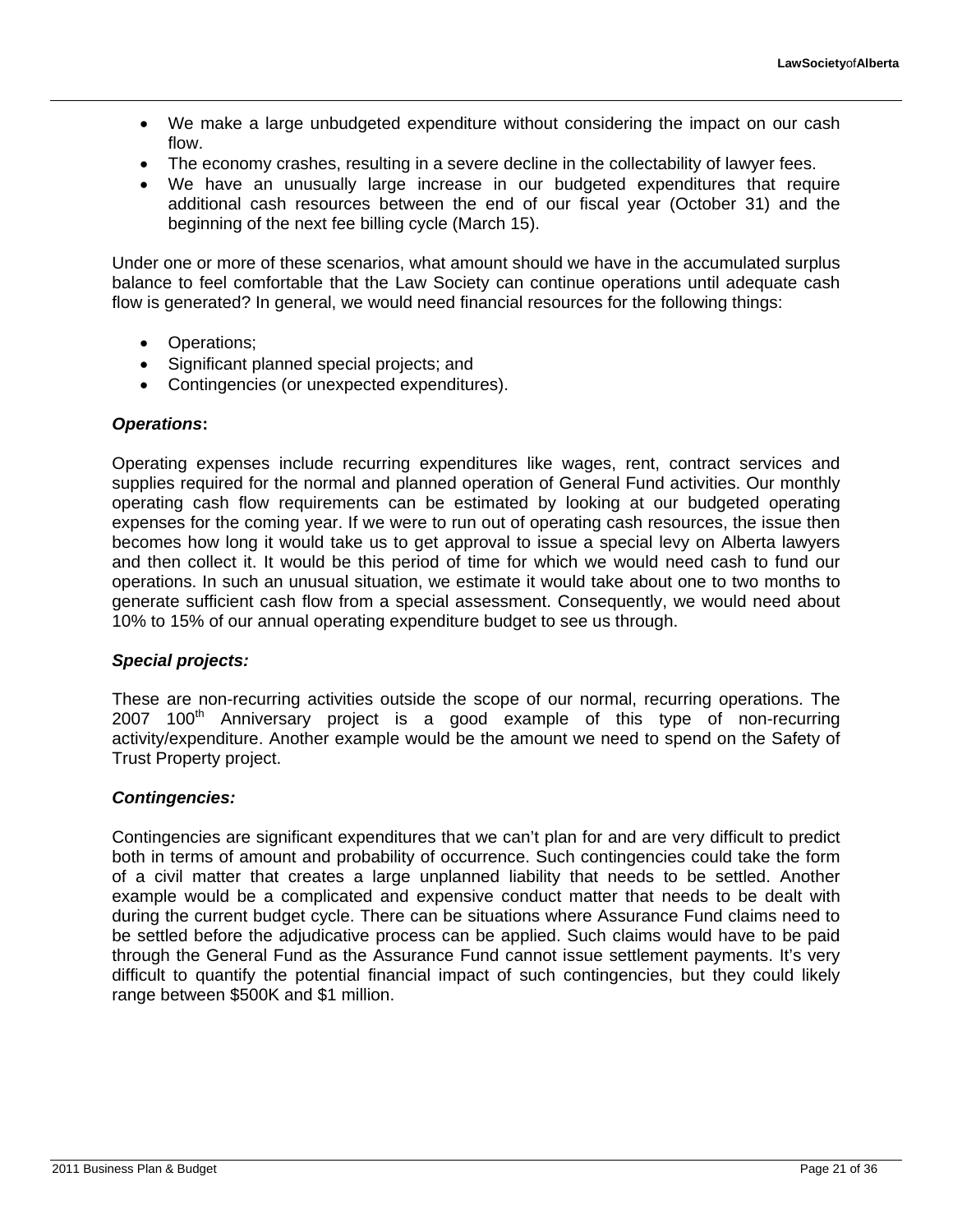- We make a large unbudgeted expenditure without considering the impact on our cash flow.
- The economy crashes, resulting in a severe decline in the collectability of lawyer fees.
- We have an unusually large increase in our budgeted expenditures that require additional cash resources between the end of our fiscal year (October 31) and the beginning of the next fee billing cycle (March 15).

Under one or more of these scenarios, what amount should we have in the accumulated surplus balance to feel comfortable that the Law Society can continue operations until adequate cash flow is generated? In general, we would need financial resources for the following things:

- Operations;
- Significant planned special projects; and
- Contingencies (or unexpected expenditures).

***Operations*:**

Operating expenses include recurring expenditures like wages, rent, contract services and supplies required for the normal and planned operation of General Fund activities. Our monthly operating cash flow requirements can be estimated by looking at our budgeted operating expenses for the coming year. If we were to run out of operating cash resources, the issue then becomes how long it would take us to get approval to issue a special levy on Alberta lawyers and then collect it. It would be this period of time for which we would need cash to fund our operations. In such an unusual situation, we estimate it would take about one to two months to generate sufficient cash flow from a special assessment. Consequently, we would need about 10% to 15% of our annual operating expenditure budget to see us through.

***Special projects:***

These are non-recurring activities outside the scope of our normal, recurring operations. The 2007 100th Anniversary project is a good example of this type of non-recurring activity/expenditure. Another example would be the amount we need to spend on the Safety of Trust Property project.

***Contingencies:***

Contingencies are significant expenditures that we can't plan for and are very difficult to predict both in terms of amount and probability of occurrence. Such contingencies could take the form of a civil matter that creates a large unplanned liability that needs to be settled. Another example would be a complicated and expensive conduct matter that needs to be dealt with during the current budget cycle. There can be situations where Assurance Fund claims need to be settled before the adjudicative process can be applied. Such claims would have to be paid through the General Fund as the Assurance Fund cannot issue settlement payments. It's very difficult to quantify the potential financial impact of such contingencies, but they could likely range between $500K and $1 million.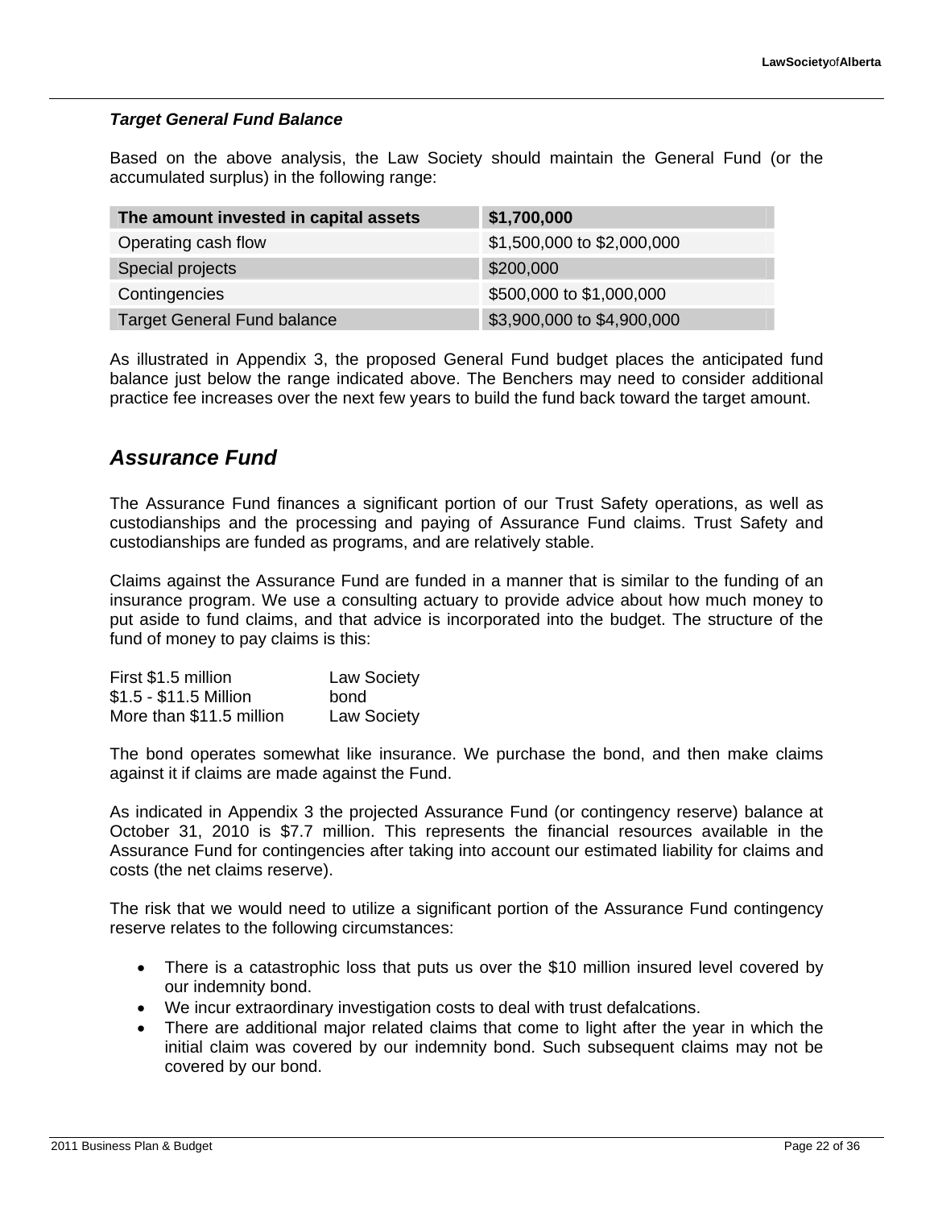***Target General Fund Balance***

Based on the above analysis, the Law Society should maintain the General Fund (or the accumulated surplus) in the following range:

| **The amount invested in capital assets** | **$1,700,000** |
|---|---|
| Operating cash flow | $1,500,000 to $2,000,000 |
| Special projects | $200,000 |
| Contingencies | $500,000 to $1,000,000 |
| Target General Fund balance | $3,900,000 to $4,900,000 |

As illustrated in Appendix 3, the proposed General Fund budget places the anticipated fund balance just below the range indicated above. The Benchers may need to consider additional practice fee increases over the next few years to build the fund back toward the target amount.

## *Assurance Fund*

The Assurance Fund finances a significant portion of our Trust Safety operations, as well as custodianships and the processing and paying of Assurance Fund claims. Trust Safety and custodianships are funded as programs, and are relatively stable.

Claims against the Assurance Fund are funded in a manner that is similar to the funding of an insurance program. We use a consulting actuary to provide advice about how much money to put aside to fund claims, and that advice is incorporated into the budget. The structure of the fund of money to pay claims is this:

| | |
|---|---|
| First $1.5 million | Law Society |
| $1.5 - $11.5 Million | bond |
| More than $11.5 million | Law Society |

The bond operates somewhat like insurance. We purchase the bond, and then make claims against it if claims are made against the Fund.

As indicated in Appendix 3 the projected Assurance Fund (or contingency reserve) balance at October 31, 2010 is $7.7 million. This represents the financial resources available in the Assurance Fund for contingencies after taking into account our estimated liability for claims and costs (the net claims reserve).

The risk that we would need to utilize a significant portion of the Assurance Fund contingency reserve relates to the following circumstances:

- There is a catastrophic loss that puts us over the $10 million insured level covered by our indemnity bond.
- We incur extraordinary investigation costs to deal with trust defalcations.
- There are additional major related claims that come to light after the year in which the initial claim was covered by our indemnity bond. Such subsequent claims may not be covered by our bond.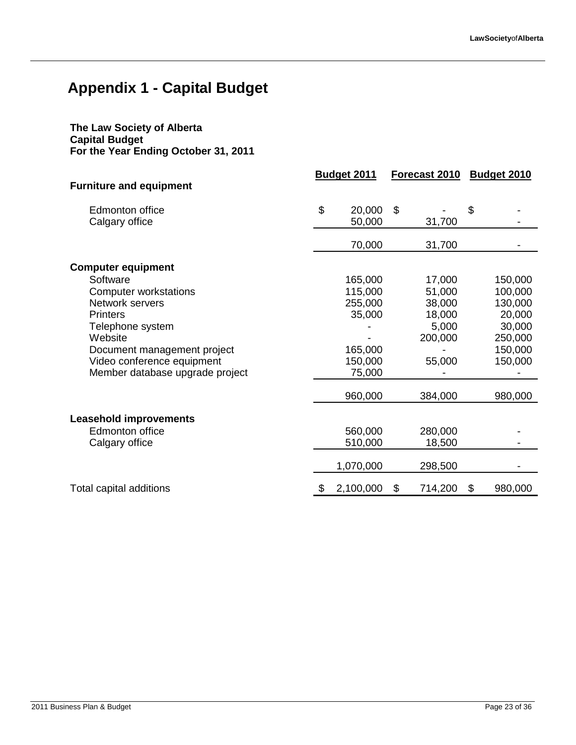# Appendix 1 - Capital Budget

**The Law Society of Alberta**
**Capital Budget**
**For the Year Ending October 31, 2011**

| | Budget 2011 | Forecast 2010 | Budget 2010 |
|---|---|---|---|
| **Furniture and equipment** | | | |
| Edmonton office | $ 20,000 | $ - | $ - |
| Calgary office | 50,000 | 31,700 | - |
| | 70,000 | 31,700 | - |
| **Computer equipment** | | | |
| Software | 165,000 | 17,000 | 150,000 |
| Computer workstations | 115,000 | 51,000 | 100,000 |
| Network servers | 255,000 | 38,000 | 130,000 |
| Printers | 35,000 | 18,000 | 20,000 |
| Telephone system | - | 5,000 | 30,000 |
| Website | - | 200,000 | 250,000 |
| Document management project | 165,000 | - | 150,000 |
| Video conference equipment | 150,000 | 55,000 | 150,000 |
| Member database upgrade project | 75,000 | - | - |
| | 960,000 | 384,000 | 980,000 |
| **Leasehold improvements** | | | |
| Edmonton office | 560,000 | 280,000 | - |
| Calgary office | 510,000 | 18,500 | - |
| | 1,070,000 | 298,500 | - |
| Total capital additions | $ 2,100,000 | $ 714,200 | $ 980,000 |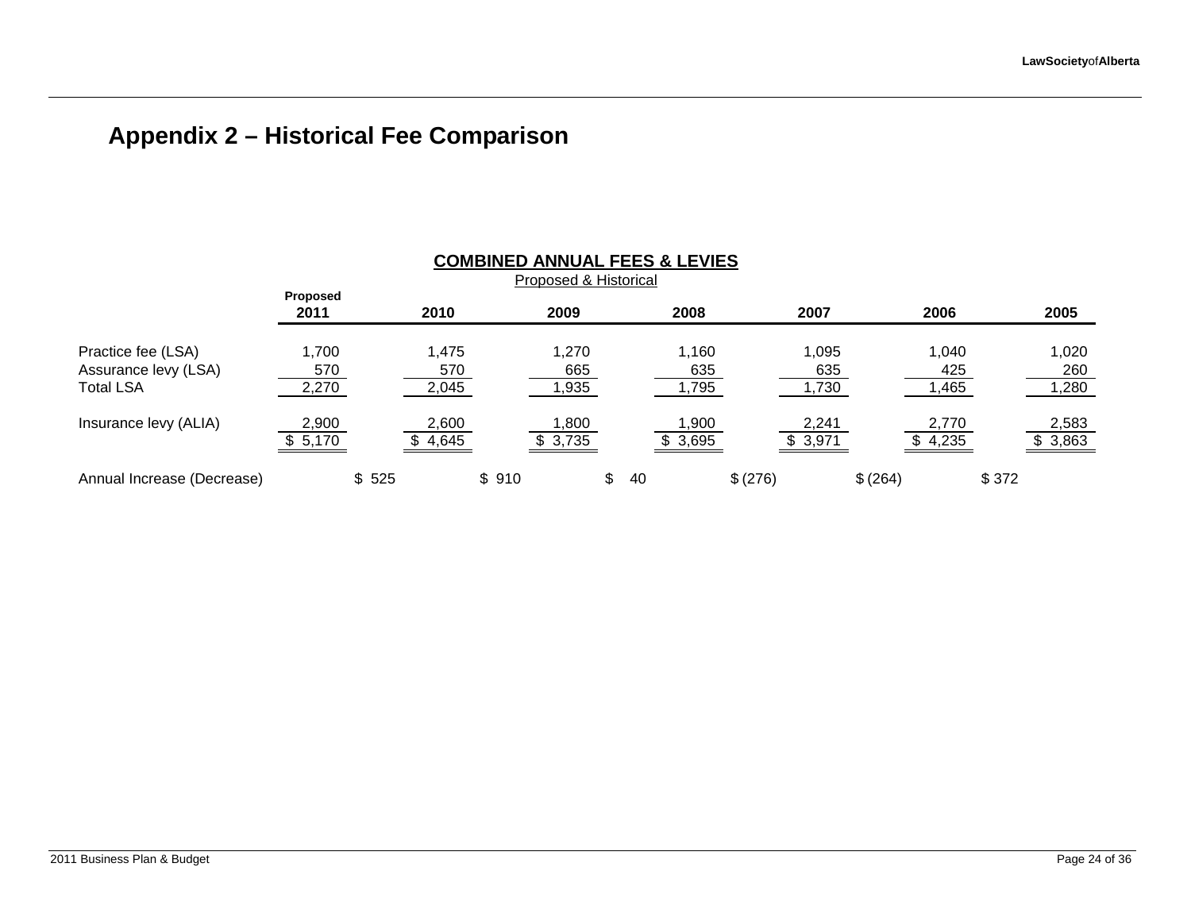# Appendix 2 – Historical Fee Comparison

**COMBINED ANNUAL FEES & LEVIES**

Proposed & Historical

| | Proposed 2011 | 2010 | 2009 | 2008 | 2007 | 2006 | 2005 |
|---|---|---|---|---|---|---|---|
| Practice fee (LSA) | 1,700 | 1,475 | 1,270 | 1,160 | 1,095 | 1,040 | 1,020 |
| Assurance levy (LSA) | 570 | 570 | 665 | 635 | 635 | 425 | 260 |
| Total LSA | 2,270 | 2,045 | 1,935 | 1,795 | 1,730 | 1,465 | 1,280 |
| Insurance levy (ALIA) | 2,900 | 2,600 | 1,800 | 1,900 | 2,241 | 2,770 | 2,583 |
| | $ 5,170 | $ 4,645 | $ 3,735 | $ 3,695 | $ 3,971 | $ 4,235 | $ 3,863 |
| Annual Increase (Decrease) | $ 525 | $ 910 | $ 40 | $ (276) | $ (264) | $ 372 | |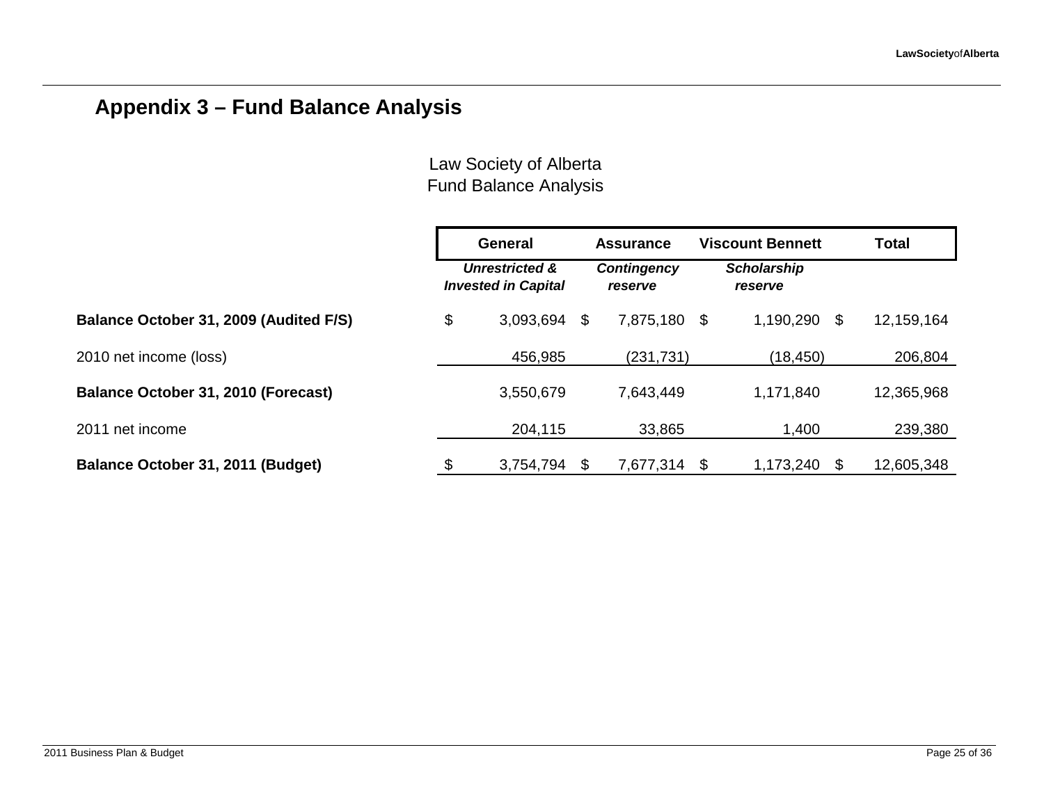## Appendix 3 – Fund Balance Analysis

Law Society of Alberta
Fund Balance Analysis

| | General | Assurance | Viscount Bennett | Total |
|---|---|---|---|---|
| | ***Unrestricted & Invested in Capital*** | ***Contingency reserve*** | ***Scholarship reserve*** | |
| **Balance October 31, 2009 (Audited F/S)** | $ 3,093,694 | $ 7,875,180 | $ 1,190,290 | $ 12,159,164 |
| 2010 net income (loss) | 456,985 | (231,731) | (18,450) | 206,804 |
| **Balance October 31, 2010 (Forecast)** | 3,550,679 | 7,643,449 | 1,171,840 | 12,365,968 |
| 2011 net income | 204,115 | 33,865 | 1,400 | 239,380 |
| **Balance October 31, 2011 (Budget)** | $ 3,754,794 | $ 7,677,314 | $ 1,173,240 | $ 12,605,348 |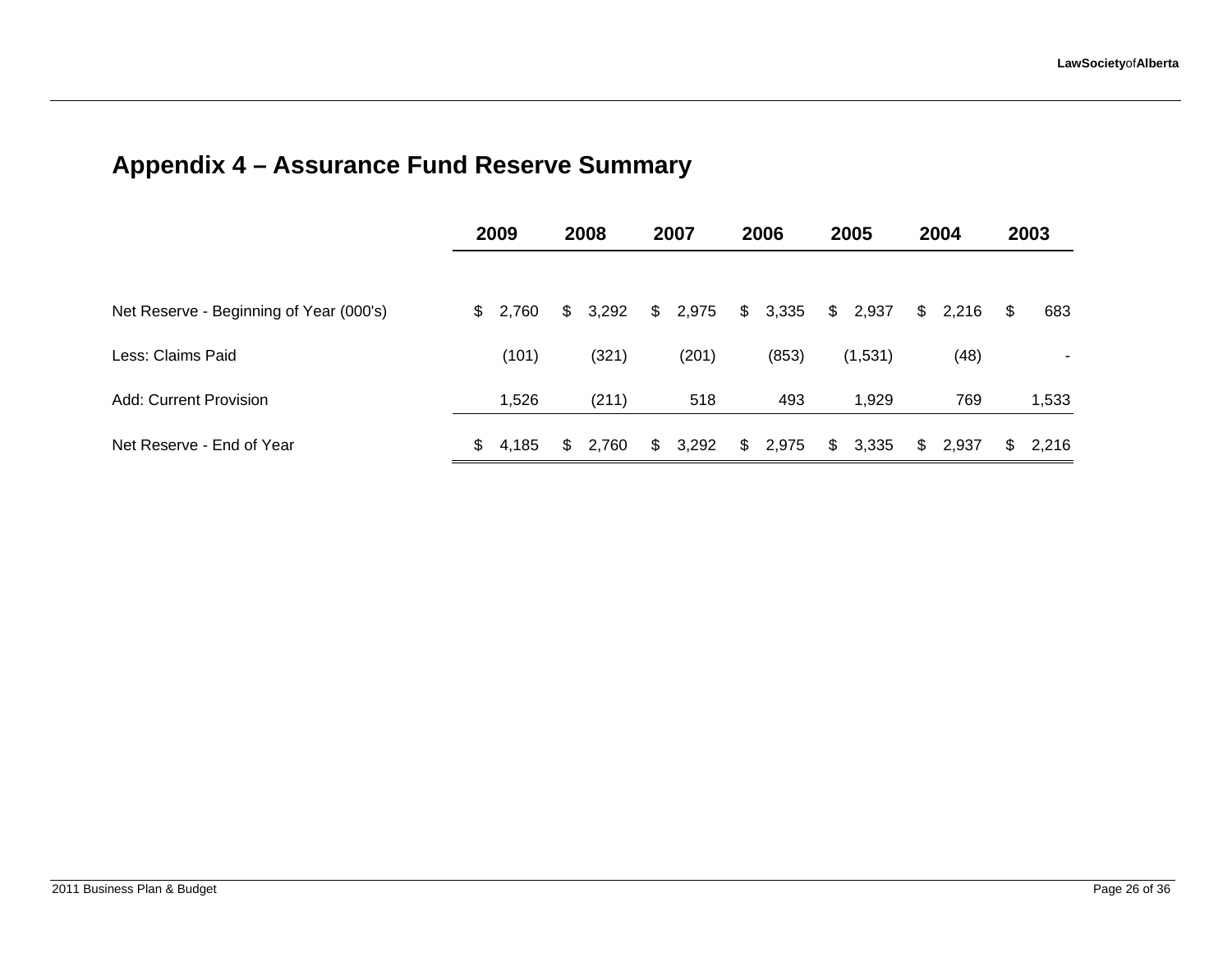# Appendix 4 – Assurance Fund Reserve Summary

| | 2009 | 2008 | 2007 | 2006 | 2005 | 2004 | 2003 |
|---|---|---|---|---|---|---|---|
| Net Reserve - Beginning of Year (000's) | $ 2,760 | $ 3,292 | $ 2,975 | $ 3,335 | $ 2,937 | $ 2,216 | $ 683 |
| Less: Claims Paid | (101) | (321) | (201) | (853) | (1,531) | (48) | - |
| Add: Current Provision | 1,526 | (211) | 518 | 493 | 1,929 | 769 | 1,533 |
| Net Reserve - End of Year | $ 4,185 | $ 2,760 | $ 3,292 | $ 2,975 | $ 3,335 | $ 2,937 | $ 2,216 |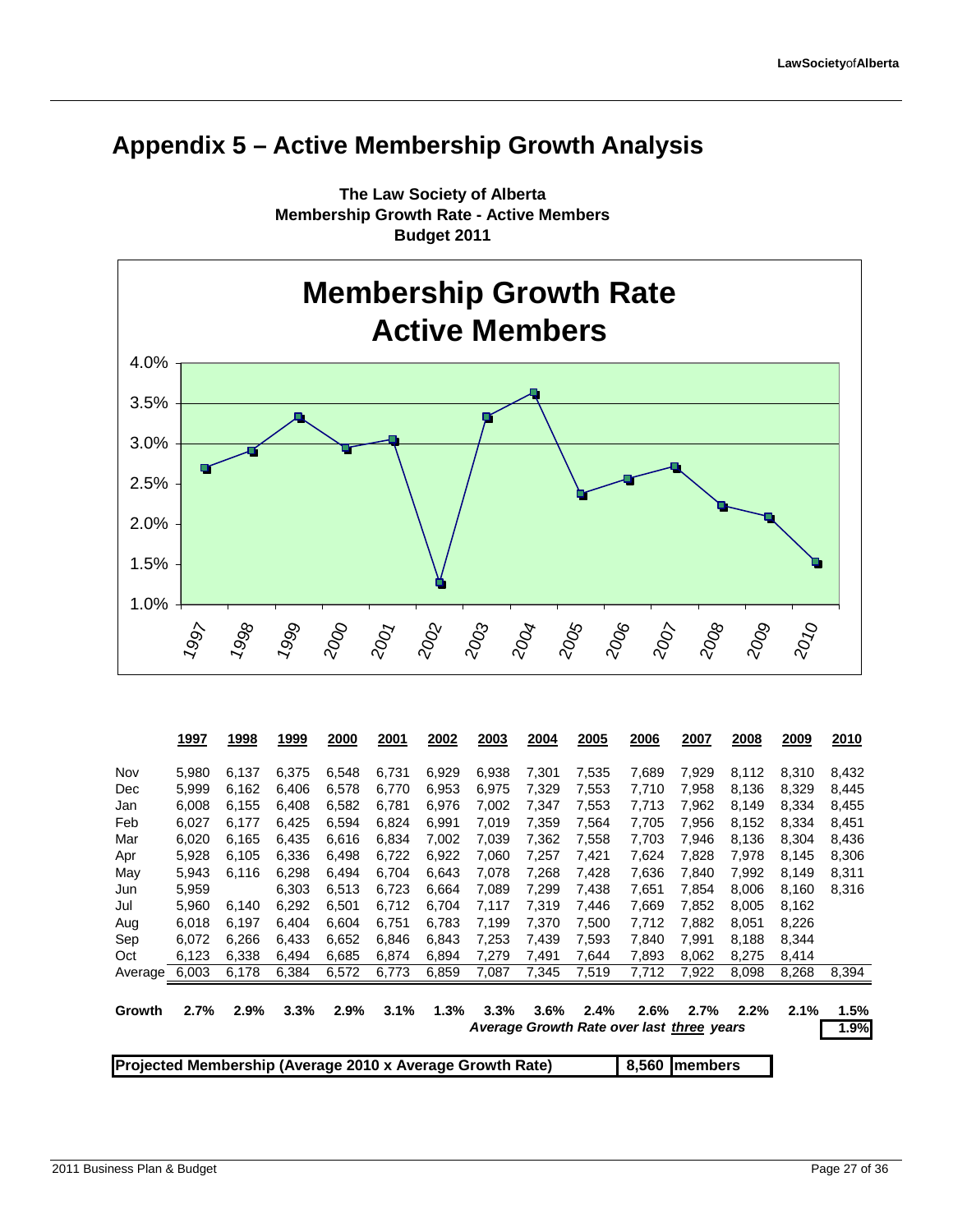# Appendix 5 – Active Membership Growth Analysis

**The Law Society of Alberta**
**Membership Growth Rate - Active Members**
**Budget 2011**

**Membership Growth Rate Active Members**

| | 1997 | 1998 | 1999 | 2000 | 2001 | 2002 | 2003 | 2004 | 2005 | 2006 | 2007 | 2008 | 2009 | 2010 |
|---|---|---|---|---|---|---|---|---|---|---|---|---|---|---|
| Nov | 5,980 | 6,137 | 6,375 | 6,548 | 6,731 | 6,929 | 6,938 | 7,301 | 7,535 | 7,689 | 7,929 | 8,112 | 8,310 | 8,432 |
| Dec | 5,999 | 6,162 | 6,406 | 6,578 | 6,770 | 6,953 | 6,975 | 7,329 | 7,553 | 7,710 | 7,958 | 8,136 | 8,329 | 8,445 |
| Jan | 6,008 | 6,155 | 6,408 | 6,582 | 6,781 | 6,976 | 7,002 | 7,347 | 7,553 | 7,713 | 7,962 | 8,149 | 8,334 | 8,455 |
| Feb | 6,027 | 6,177 | 6,425 | 6,594 | 6,824 | 6,991 | 7,019 | 7,359 | 7,564 | 7,705 | 7,956 | 8,152 | 8,334 | 8,451 |
| Mar | 6,020 | 6,165 | 6,435 | 6,616 | 6,834 | 7,002 | 7,039 | 7,362 | 7,558 | 7,703 | 7,946 | 8,136 | 8,304 | 8,436 |
| Apr | 5,928 | 6,105 | 6,336 | 6,498 | 6,722 | 6,922 | 7,060 | 7,257 | 7,421 | 7,624 | 7,828 | 7,978 | 8,145 | 8,306 |
| May | 5,943 | 6,116 | 6,298 | 6,494 | 6,704 | 6,643 | 7,078 | 7,268 | 7,428 | 7,636 | 7,840 | 7,992 | 8,149 | 8,311 |
| Jun | 5,959 | | 6,303 | 6,513 | 6,723 | 6,664 | 7,089 | 7,299 | 7,438 | 7,651 | 7,854 | 8,006 | 8,160 | 8,316 |
| Jul | 5,960 | 6,140 | 6,292 | 6,501 | 6,712 | 6,704 | 7,117 | 7,319 | 7,446 | 7,669 | 7,852 | 8,005 | 8,162 | |
| Aug | 6,018 | 6,197 | 6,404 | 6,604 | 6,751 | 6,783 | 7,199 | 7,370 | 7,500 | 7,712 | 7,882 | 8,051 | 8,226 | |
| Sep | 6,072 | 6,266 | 6,433 | 6,652 | 6,846 | 6,843 | 7,253 | 7,439 | 7,593 | 7,840 | 7,991 | 8,188 | 8,344 | |
| Oct | 6,123 | 6,338 | 6,494 | 6,685 | 6,874 | 6,894 | 7,279 | 7,491 | 7,644 | 7,893 | 8,062 | 8,275 | 8,414 | |
| Average | 6,003 | 6,178 | 6,384 | 6,572 | 6,773 | 6,859 | 7,087 | 7,345 | 7,519 | 7,712 | 7,922 | 8,098 | 8,268 | 8,394 |
| **Growth** | **2.7%** | **2.9%** | **3.3%** | **2.9%** | **3.1%** | **1.3%** | **3.3%** | **3.6%** | **2.4%** | **2.6%** | **2.7%** | **2.2%** | **2.1%** | **1.5%** |

***Average Growth Rate over last three years*** **1.9%**

**Projected Membership (Average 2010 x Average Growth Rate)** **8,560 members**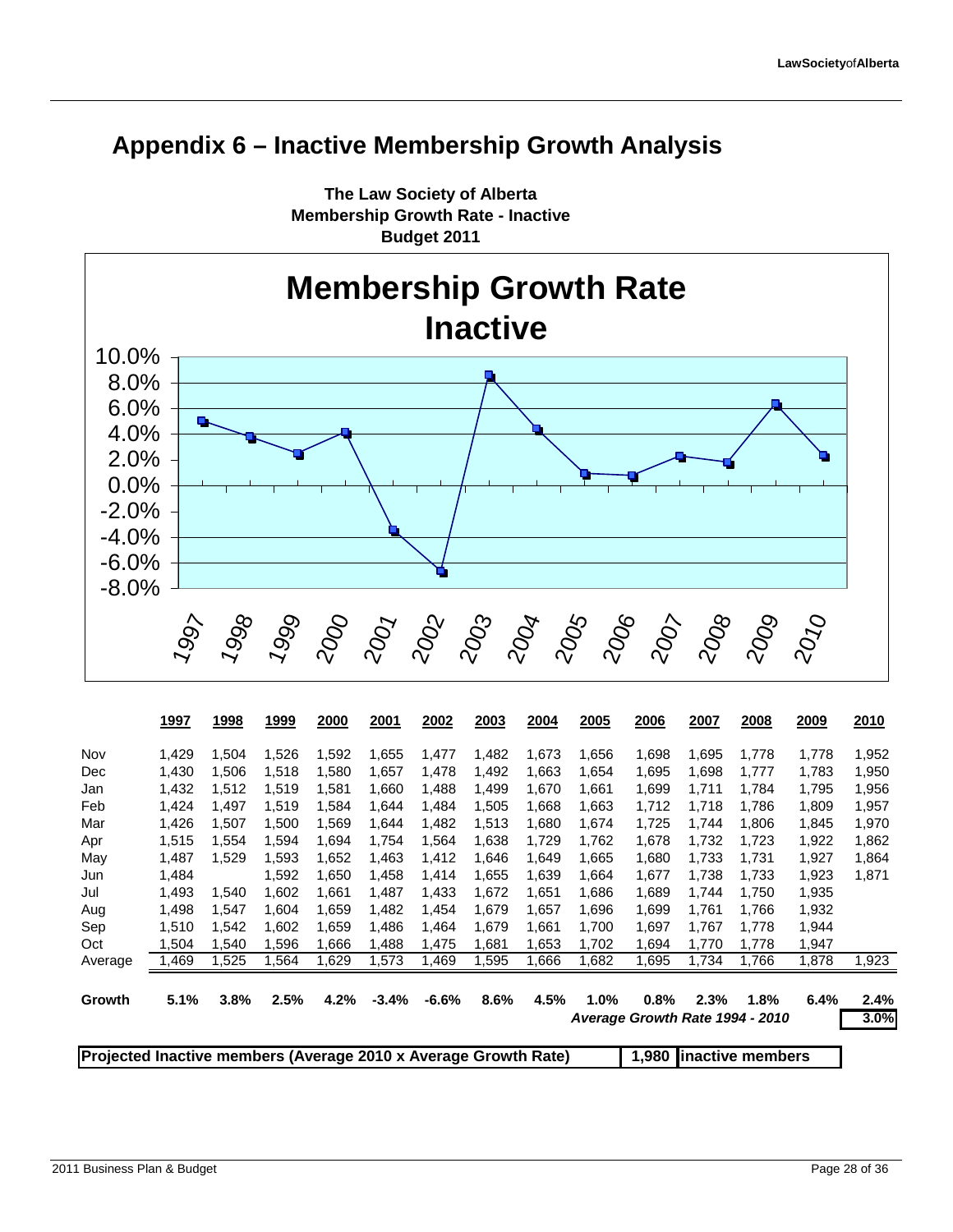# Appendix 6 – Inactive Membership Growth Analysis

**The Law Society of Alberta**
**Membership Growth Rate - Inactive**
**Budget 2011**

| | 1997 | 1998 | 1999 | 2000 | 2001 | 2002 | 2003 | 2004 | 2005 | 2006 | 2007 | 2008 | 2009 | 2010 |
|---|---|---|---|---|---|---|---|---|---|---|---|---|---|---|
| Nov | 1,429 | 1,504 | 1,526 | 1,592 | 1,655 | 1,477 | 1,482 | 1,673 | 1,656 | 1,698 | 1,695 | 1,778 | 1,778 | 1,952 |
| Dec | 1,430 | 1,506 | 1,518 | 1,580 | 1,657 | 1,478 | 1,492 | 1,663 | 1,654 | 1,695 | 1,698 | 1,777 | 1,783 | 1,950 |
| Jan | 1,432 | 1,512 | 1,519 | 1,581 | 1,660 | 1,488 | 1,499 | 1,670 | 1,661 | 1,699 | 1,711 | 1,784 | 1,795 | 1,956 |
| Feb | 1,424 | 1,497 | 1,519 | 1,584 | 1,644 | 1,484 | 1,505 | 1,668 | 1,663 | 1,712 | 1,718 | 1,786 | 1,809 | 1,957 |
| Mar | 1,426 | 1,507 | 1,500 | 1,569 | 1,644 | 1,482 | 1,513 | 1,680 | 1,674 | 1,725 | 1,744 | 1,806 | 1,845 | 1,970 |
| Apr | 1,515 | 1,554 | 1,594 | 1,694 | 1,754 | 1,564 | 1,638 | 1,729 | 1,762 | 1,678 | 1,732 | 1,723 | 1,922 | 1,862 |
| May | 1,487 | 1,529 | 1,593 | 1,652 | 1,463 | 1,412 | 1,646 | 1,649 | 1,665 | 1,680 | 1,733 | 1,731 | 1,927 | 1,864 |
| Jun | 1,484 | | 1,592 | 1,650 | 1,458 | 1,414 | 1,655 | 1,639 | 1,664 | 1,677 | 1,738 | 1,733 | 1,923 | 1,871 |
| Jul | 1,493 | 1,540 | 1,602 | 1,661 | 1,487 | 1,433 | 1,672 | 1,651 | 1,686 | 1,689 | 1,744 | 1,750 | 1,935 | |
| Aug | 1,498 | 1,547 | 1,604 | 1,659 | 1,482 | 1,454 | 1,679 | 1,657 | 1,696 | 1,699 | 1,761 | 1,766 | 1,932 | |
| Sep | 1,510 | 1,542 | 1,602 | 1,659 | 1,486 | 1,464 | 1,679 | 1,661 | 1,700 | 1,697 | 1,767 | 1,778 | 1,944 | |
| Oct | 1,504 | 1,540 | 1,596 | 1,666 | 1,488 | 1,475 | 1,681 | 1,653 | 1,702 | 1,694 | 1,770 | 1,778 | 1,947 | |
| Average | 1,469 | 1,525 | 1,564 | 1,629 | 1,573 | 1,469 | 1,595 | 1,666 | 1,682 | 1,695 | 1,734 | 1,766 | 1,878 | 1,923 |
| **Growth** | **5.1%** | **3.8%** | **2.5%** | **4.2%** | **-3.4%** | **-6.6%** | **8.6%** | **4.5%** | **1.0%** | **0.8%** | **2.3%** | **1.8%** | **6.4%** | **2.4%** |

***Average Growth Rate 1994 - 2010*** **3.0%**

**Projected Inactive members (Average 2010 x Average Growth Rate)** **1,980 inactive members**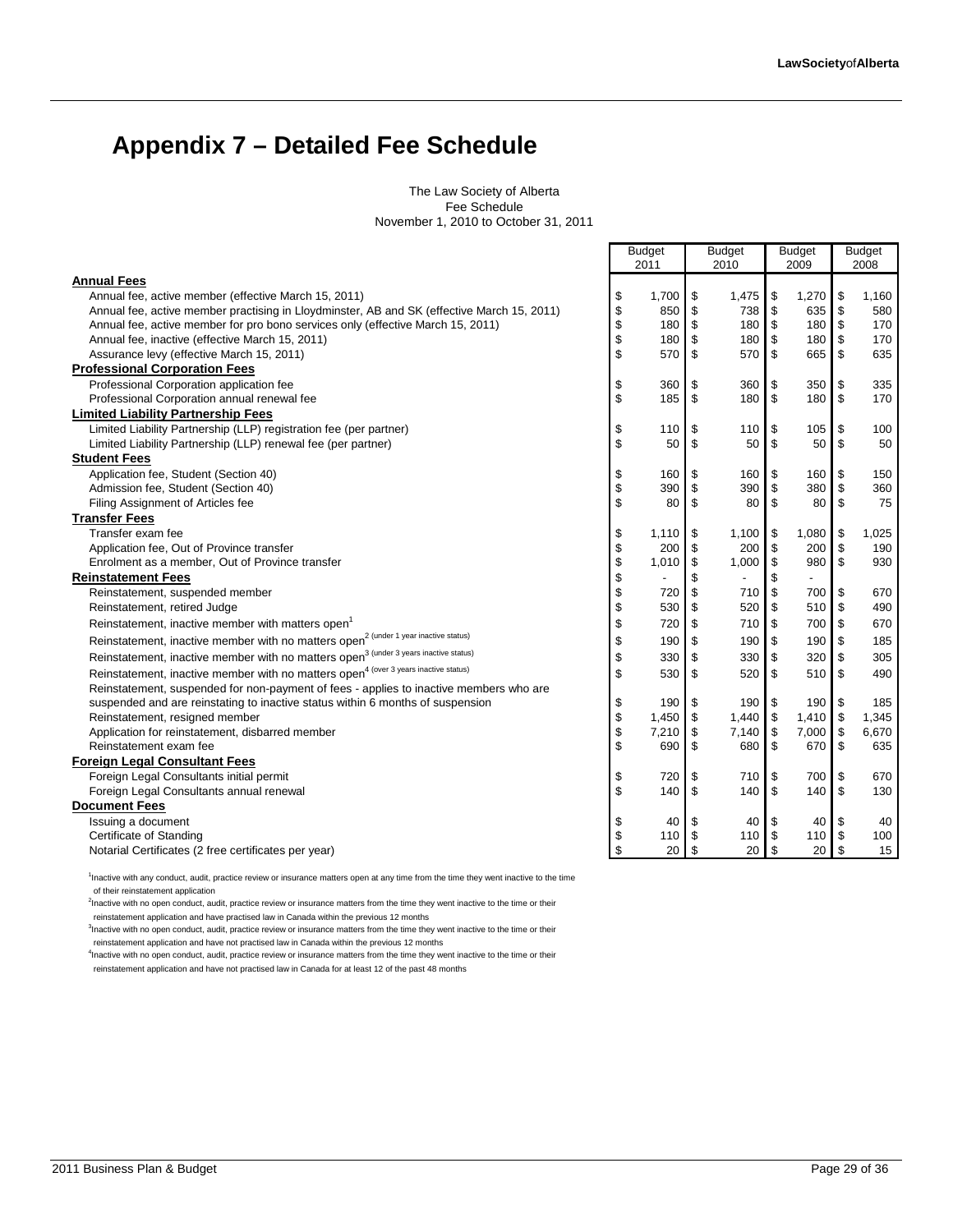# Appendix 7 – Detailed Fee Schedule

The Law Society of Alberta
Fee Schedule
November 1, 2010 to October 31, 2011

| | Budget 2011 | Budget 2010 | Budget 2009 | Budget 2008 |
|---|---|---|---|---|
| **Annual Fees** | | | | |
| Annual fee, active member (effective March 15, 2011) | $ 1,700 | $ 1,475 | $ 1,270 | $ 1,160 |
| Annual fee, active member practising in Lloydminster, AB and SK (effective March 15, 2011) | $ 850 | $ 738 | $ 635 | $ 580 |
| Annual fee, active member for pro bono services only (effective March 15, 2011) | $ 180 | $ 180 | $ 180 | $ 170 |
| Annual fee, inactive (effective March 15, 2011) | $ 180 | $ 180 | $ 180 | $ 170 |
| Assurance levy (effective March 15, 2011) | $ 570 | $ 570 | $ 665 | $ 635 |
| **Professional Corporation Fees** | | | | |
| Professional Corporation application fee | $ 360 | $ 360 | $ 350 | $ 335 |
| Professional Corporation annual renewal fee | $ 185 | $ 180 | $ 180 | $ 170 |
| **Limited Liability Partnership Fees** | | | | |
| Limited Liability Partnership (LLP) registration fee (per partner) | $ 110 | $ 110 | $ 105 | $ 100 |
| Limited Liability Partnership (LLP) renewal fee (per partner) | $ 50 | $ 50 | $ 50 | $ 50 |
| **Student Fees** | | | | |
| Application fee, Student (Section 40) | $ 160 | $ 160 | $ 160 | $ 150 |
| Admission fee, Student (Section 40) | $ 390 | $ 390 | $ 380 | $ 360 |
| Filing Assignment of Articles fee | $ 80 | $ 80 | $ 80 | $ 75 |
| **Transfer Fees** | | | | |
| Transfer exam fee | $ 1,110 | $ 1,100 | $ 1,080 | $ 1,025 |
| Application fee, Out of Province transfer | $ 200 | $ 200 | $ 200 | $ 190 |
| Enrolment as a member, Out of Province transfer | $ 1,010 | $ 1,000 | $ 980 | $ 930 |
| **Reinstatement Fees** | $ - | $ - | $ - | |
| Reinstatement, suspended member | $ 720 | $ 710 | $ 700 | $ 670 |
| Reinstatement, retired Judge | $ 530 | $ 520 | $ 510 | $ 490 |
| Reinstatement, inactive member with matters open[1] | $ 720 | $ 710 | $ 700 | $ 670 |
| Reinstatement, inactive member with no matters open[2] (under 1 year inactive status) | $ 190 | $ 190 | $ 190 | $ 185 |
| Reinstatement, inactive member with no matters open[3] (under 3 years inactive status) | $ 330 | $ 330 | $ 320 | $ 305 |
| Reinstatement, inactive member with no matters open[4] (over 3 years inactive status) | $ 530 | $ 520 | $ 510 | $ 490 |
| Reinstatement, suspended for non-payment of fees - applies to inactive members who are suspended and are reinstating to inactive status within 6 months of suspension | $ 190 | $ 190 | $ 190 | $ 185 |
| Reinstatement, resigned member | $ 1,450 | $ 1,440 | $ 1,410 | $ 1,345 |
| Application for reinstatement, disbarred member | $ 7,210 | $ 7,140 | $ 7,000 | $ 6,670 |
| Reinstatement exam fee | $ 690 | $ 680 | $ 670 | $ 635 |
| **Foreign Legal Consultant Fees** | | | | |
| Foreign Legal Consultants initial permit | $ 720 | $ 710 | $ 700 | $ 670 |
| Foreign Legal Consultants annual renewal | $ 140 | $ 140 | $ 140 | $ 130 |
| **Document Fees** | | | | |
| Issuing a document | $ 40 | $ 40 | $ 40 | $ 40 |
| Certificate of Standing | $ 110 | $ 110 | $ 110 | $ 100 |
| Notarial Certificates (2 free certificates per year) | $ 20 | $ 20 | $ 20 | $ 15 |

[1]Inactive with any conduct, audit, practice review or insurance matters open at any time from the time they went inactive to the time of their reinstatement application

[2]Inactive with no open conduct, audit, practice review or insurance matters from the time they went inactive to the time or their reinstatement application and have practised law in Canada within the previous 12 months

[3]Inactive with no open conduct, audit, practice review or insurance matters from the time they went inactive to the time or their reinstatement application and have not practised law in Canada within the previous 12 months

[4]Inactive with no open conduct, audit, practice review or insurance matters from the time they went inactive to the time or their reinstatement application and have not practised law in Canada for at least 12 of the past 48 months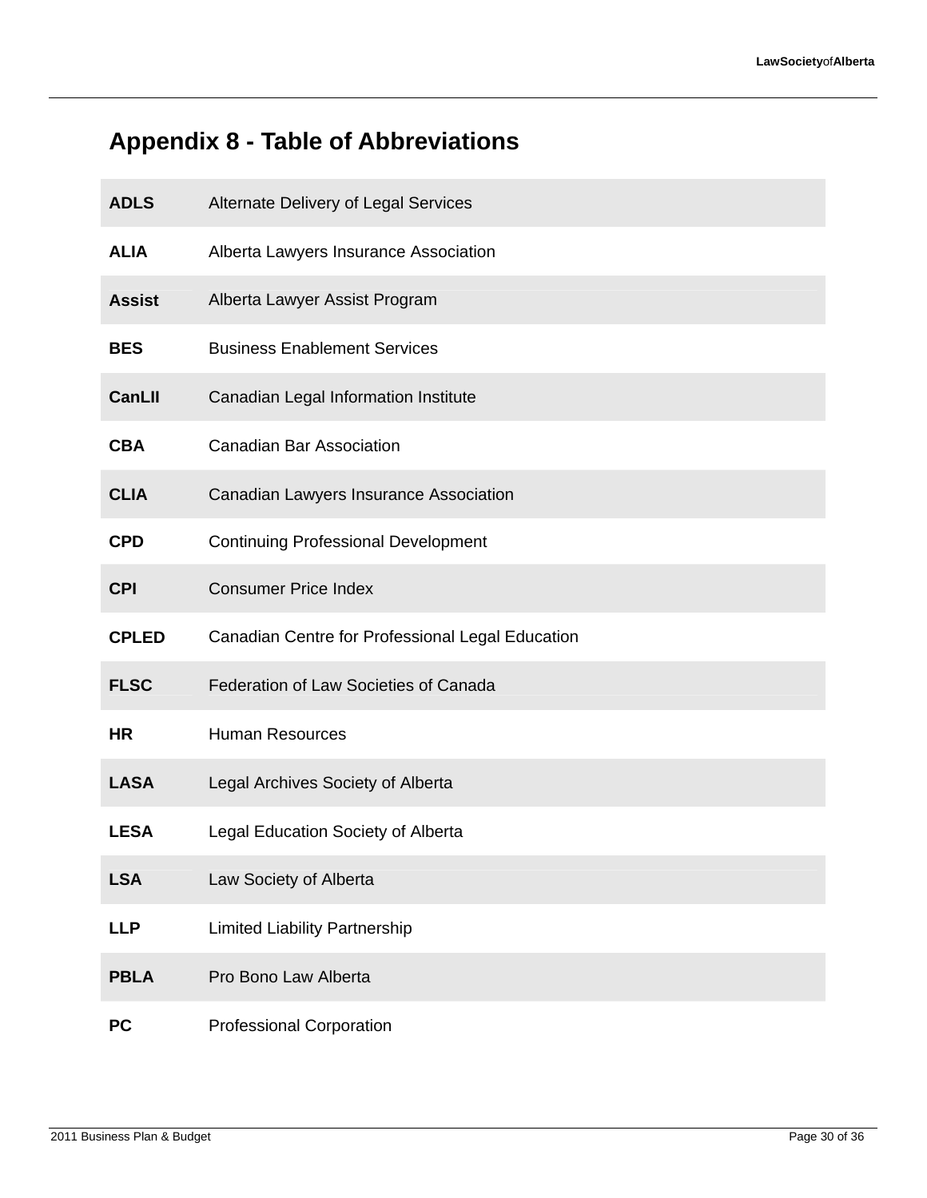# Appendix 8 - Table of Abbreviations

| | |
|---|---|
| **ADLS** | Alternate Delivery of Legal Services |
| **ALIA** | Alberta Lawyers Insurance Association |
| **Assist** | Alberta Lawyer Assist Program |
| **BES** | Business Enablement Services |
| **CanLII** | Canadian Legal Information Institute |
| **CBA** | Canadian Bar Association |
| **CLIA** | Canadian Lawyers Insurance Association |
| **CPD** | Continuing Professional Development |
| **CPI** | Consumer Price Index |
| **CPLED** | Canadian Centre for Professional Legal Education |
| **FLSC** | Federation of Law Societies of Canada |
| **HR** | Human Resources |
| **LASA** | Legal Archives Society of Alberta |
| **LESA** | Legal Education Society of Alberta |
| **LSA** | Law Society of Alberta |
| **LLP** | Limited Liability Partnership |
| **PBLA** | Pro Bono Law Alberta |
| **PC** | Professional Corporation |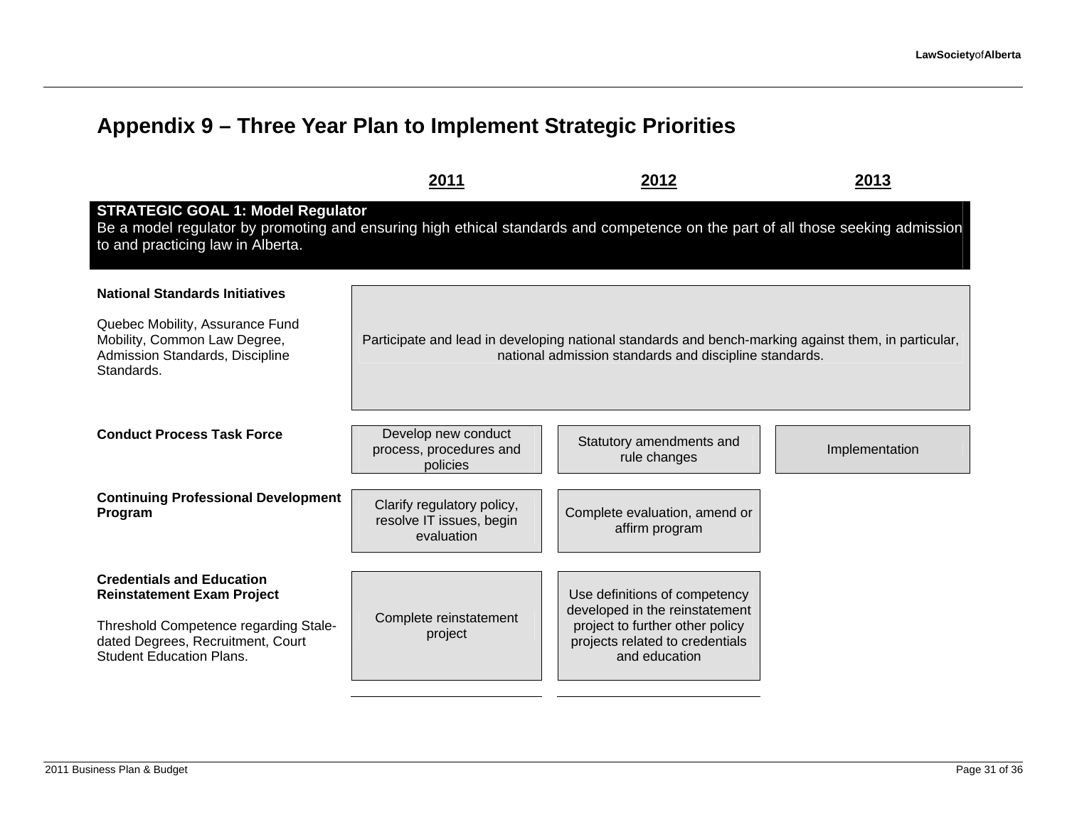# Appendix 9 – Three Year Plan to Implement Strategic Priorities

| | 2011 | 2012 | 2013 |
|---|---|---|---|
| **STRATEGIC GOAL 1: Model Regulator**<br>Be a model regulator by promoting and ensuring high ethical standards and competence on the part of all those seeking admission to and practicing law in Alberta. | | | |
| **National Standards Initiatives**<br><br>Quebec Mobility, Assurance Fund Mobility, Common Law Degree, Admission Standards, Discipline Standards. | Participate and lead in developing national standards and bench-marking against them, in particular, national admission standards and discipline standards. | | |
| **Conduct Process Task Force** | Develop new conduct process, procedures and policies | Statutory amendments and rule changes | Implementation |
| **Continuing Professional Development Program** | Clarify regulatory policy, resolve IT issues, begin evaluation | Complete evaluation, amend or affirm program | |
| **Credentials and Education Reinstatement Exam Project**<br><br>Threshold Competence regarding Stale-dated Degrees, Recruitment, Court Student Education Plans. | Complete reinstatement project | Use definitions of competency developed in the reinstatement project to further other policy projects related to credentials and education | |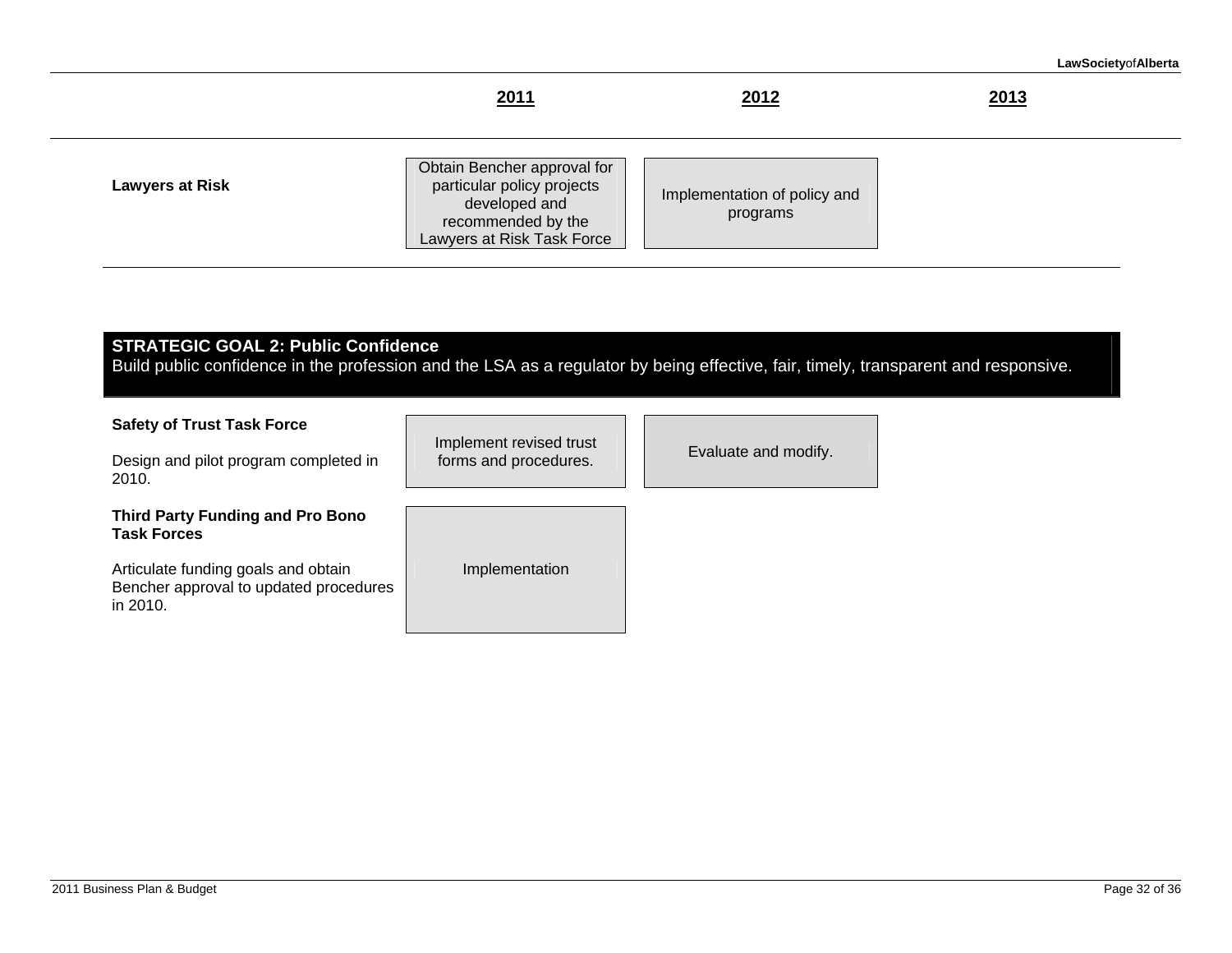| | 2011 | 2012 | 2013 |
|---|---|---|---|
| **Lawyers at Risk** | Obtain Bencher approval for particular policy projects developed and recommended by the Lawyers at Risk Task Force | Implementation of policy and programs | |

**STRATEGIC GOAL 2: Public Confidence**
Build public confidence in the profession and the LSA as a regulator by being effective, fair, timely, transparent and responsive.

| | 2011 | 2012 | 2013 |
|---|---|---|---|
| **Safety of Trust Task Force**<br><br>Design and pilot program completed in 2010. | Implement revised trust forms and procedures. | Evaluate and modify. | |
| **Third Party Funding and Pro Bono Task Forces**<br><br>Articulate funding goals and obtain Bencher approval to updated procedures in 2010. | Implementation | | |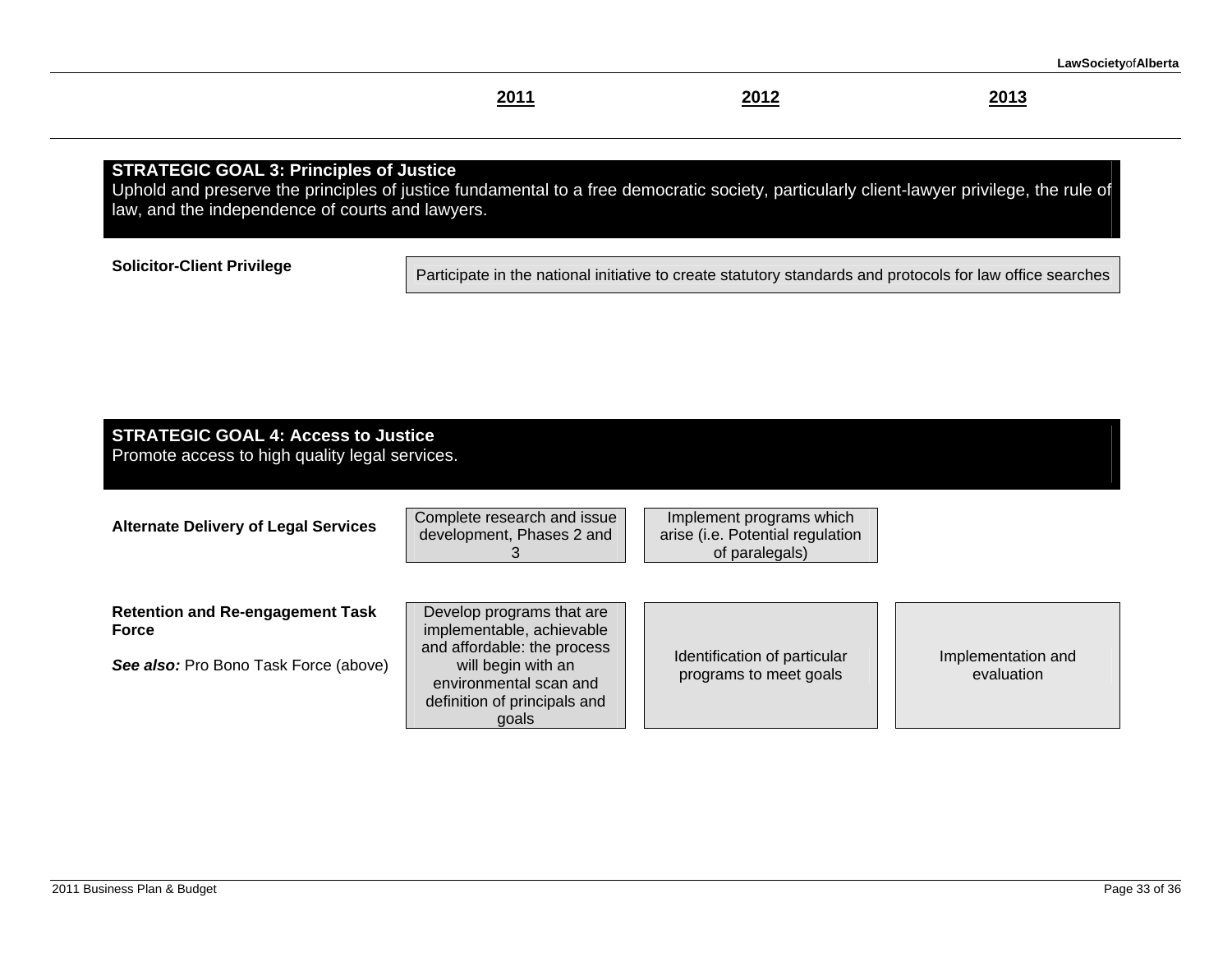| | **2011** | **2012** | **2013** |
|---|---|---|---|

## STRATEGIC GOAL 3: Principles of Justice

Uphold and preserve the principles of justice fundamental to a free democratic society, particularly client-lawyer privilege, the rule of law, and the independence of courts and lawyers.

| | 2011 | 2012 | 2013 |
|---|---|---|---|
| **Solicitor-Client Privilege** | Participate in the national initiative to create statutory standards and protocols for law office searches | | |

## STRATEGIC GOAL 4: Access to Justice

Promote access to high quality legal services.

| | 2011 | 2012 | 2013 |
|---|---|---|---|
| **Alternate Delivery of Legal Services** | Complete research and issue development, Phases 2 and 3 | Implement programs which arise (i.e. Potential regulation of paralegals) | |
| **Retention and Re-engagement Task Force**<br><br>***See also:*** Pro Bono Task Force (above) | Develop programs that are implementable, achievable and affordable: the process will begin with an environmental scan and definition of principals and goals | Identification of particular programs to meet goals | Implementation and evaluation |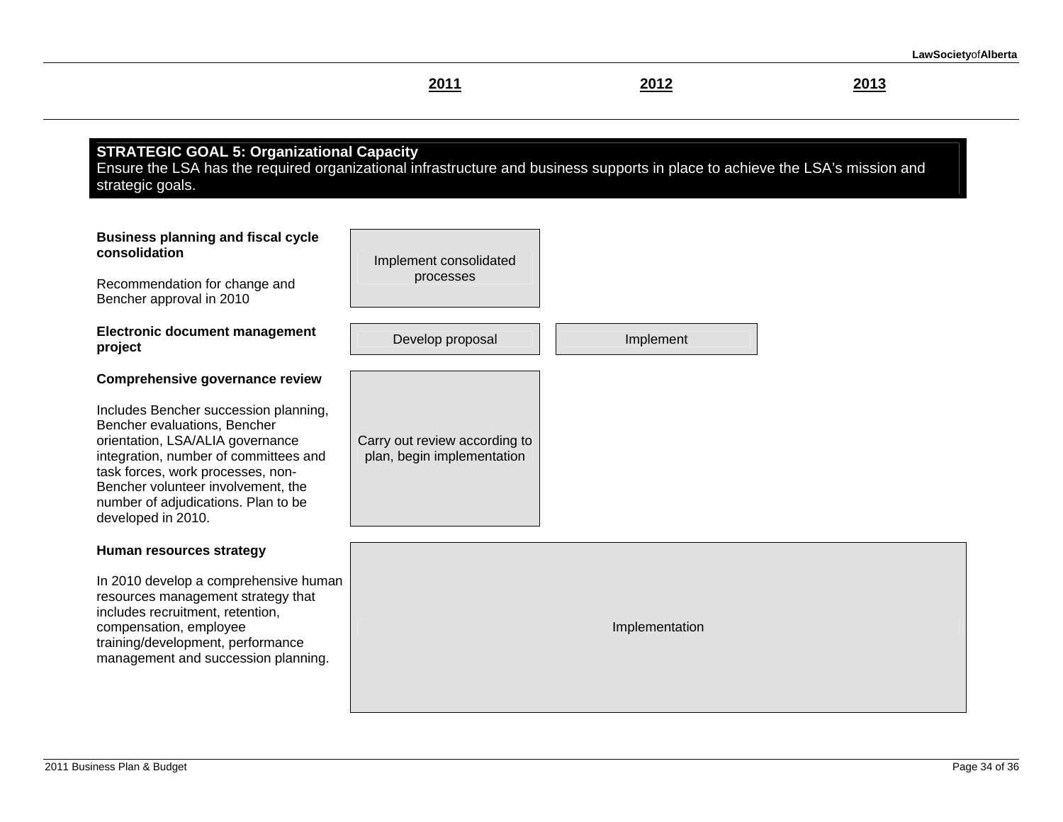| | 2011 | 2012 | 2013 |
|---|---|---|---|

**STRATEGIC GOAL 5: Organizational Capacity**
Ensure the LSA has the required organizational infrastructure and business supports in place to achieve the LSA's mission and strategic goals.

| Initiative | 2011 | 2012 | 2013 |
|---|---|---|---|
| **Business planning and fiscal cycle consolidation**<br><br>Recommendation for change and Bencher approval in 2010 | Implement consolidated processes | | |
| **Electronic document management project** | Develop proposal | Implement | |
| **Comprehensive governance review**<br><br>Includes Bencher succession planning, Bencher evaluations, Bencher orientation, LSA/ALIA governance integration, number of committees and task forces, work processes, non-Bencher volunteer involvement, the number of adjudications. Plan to be developed in 2010. | Carry out review according to plan, begin implementation | | |
| **Human resources strategy**<br><br>In 2010 develop a comprehensive human resources management strategy that includes recruitment, retention, compensation, employee training/development, performance management and succession planning. | Implementation | Implementation | Implementation |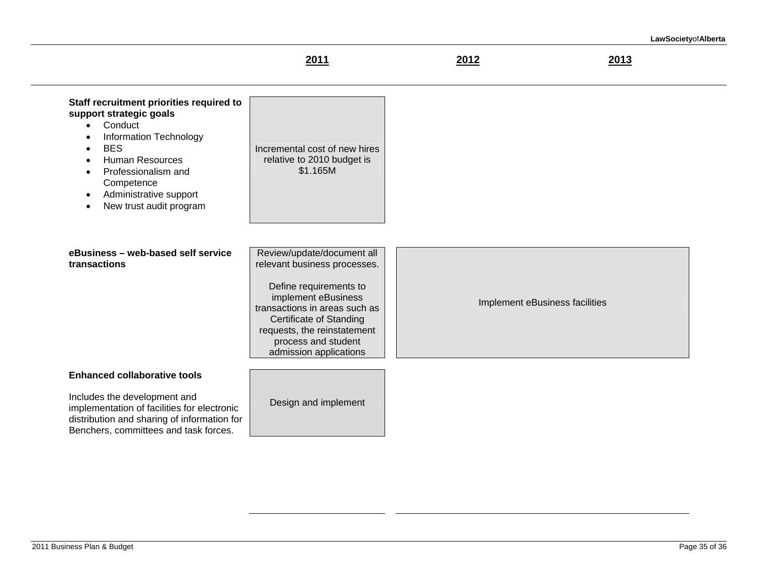| | 2011 | 2012 | 2013 |
|---|---|---|---|
| **Staff recruitment priorities required to support strategic goals**<br>• Conduct<br>• Information Technology<br>• BES<br>• Human Resources<br>• Professionalism and Competence<br>• Administrative support<br>• New trust audit program | Incremental cost of new hires relative to 2010 budget is $1.165M | | |
| **eBusiness – web-based self service transactions** | Review/update/document all relevant business processes.<br><br>Define requirements to implement eBusiness transactions in areas such as Certificate of Standing requests, the reinstatement process and student admission applications | Implement eBusiness facilities | |
| **Enhanced collaborative tools**<br><br>Includes the development and implementation of facilities for electronic distribution and sharing of information for Benchers, committees and task forces. | Design and implement | | |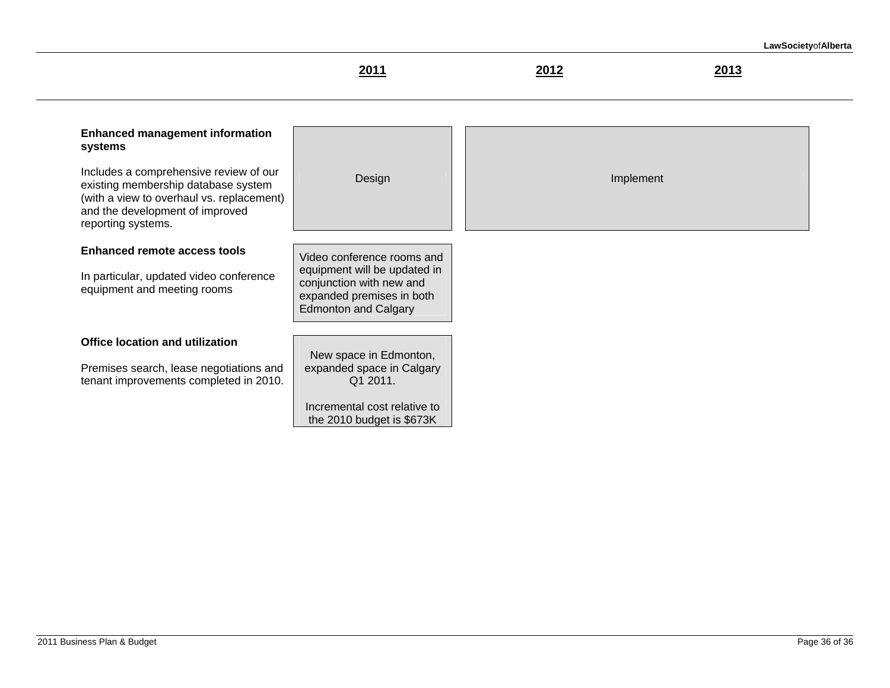| | 2011 | 2012 | 2013 |
|---|---|---|---|
| **Enhanced management information systems**<br><br>Includes a comprehensive review of our existing membership database system (with a view to overhaul vs. replacement) and the development of improved reporting systems. | Design | Implement | |
| **Enhanced remote access tools**<br><br>In particular, updated video conference equipment and meeting rooms | Video conference rooms and equipment will be updated in conjunction with new and expanded premises in both Edmonton and Calgary | | |
| **Office location and utilization**<br><br>Premises search, lease negotiations and tenant improvements completed in 2010. | New space in Edmonton, expanded space in Calgary Q1 2011.<br><br>Incremental cost relative to the 2010 budget is $673K | | |